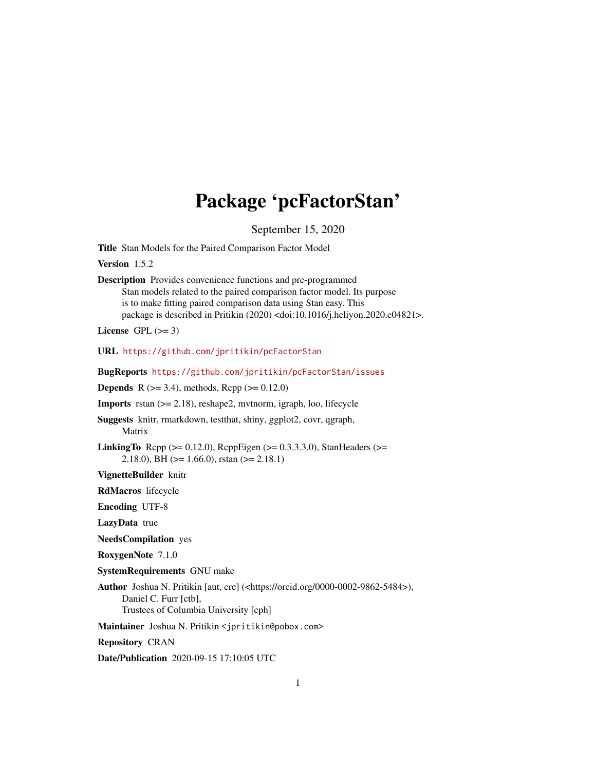# Package 'pcFactorStan'

September 15, 2020

**Title** Stan Models for the Paired Comparison Factor Model

**Version** 1.5.2

**Description** Provides convenience functions and pre-programmed
Stan models related to the paired comparison factor model. Its purpose
is to make fitting paired comparison data using Stan easy. This
package is described in Pritikin (2020) <doi:10.1016/j.heliyon.2020.e04821>.

**License** GPL (>= 3)

**URL** https://github.com/jpritikin/pcFactorStan

**BugReports** https://github.com/jpritikin/pcFactorStan/issues

**Depends** R (>= 3.4), methods, Rcpp (>= 0.12.0)

**Imports** rstan (>= 2.18), reshape2, mvtnorm, igraph, loo, lifecycle

**Suggests** knitr, rmarkdown, testthat, shiny, ggplot2, covr, qgraph,
Matrix

**LinkingTo** Rcpp (>= 0.12.0), RcppEigen (>= 0.3.3.3.0), StanHeaders (>=
2.18.0), BH (>= 1.66.0), rstan (>= 2.18.1)

**VignetteBuilder** knitr

**RdMacros** lifecycle

**Encoding** UTF-8

**LazyData** true

**NeedsCompilation** yes

**RoxygenNote** 7.1.0

**SystemRequirements** GNU make

**Author** Joshua N. Pritikin [aut, cre] (<https://orcid.org/0000-0002-9862-5484>),
Daniel C. Furr [ctb],
Trustees of Columbia University [cph]

**Maintainer** Joshua N. Pritikin <jpritikin@pobox.com>

**Repository** CRAN

**Date/Publication** 2020-09-15 17:10:05 UTC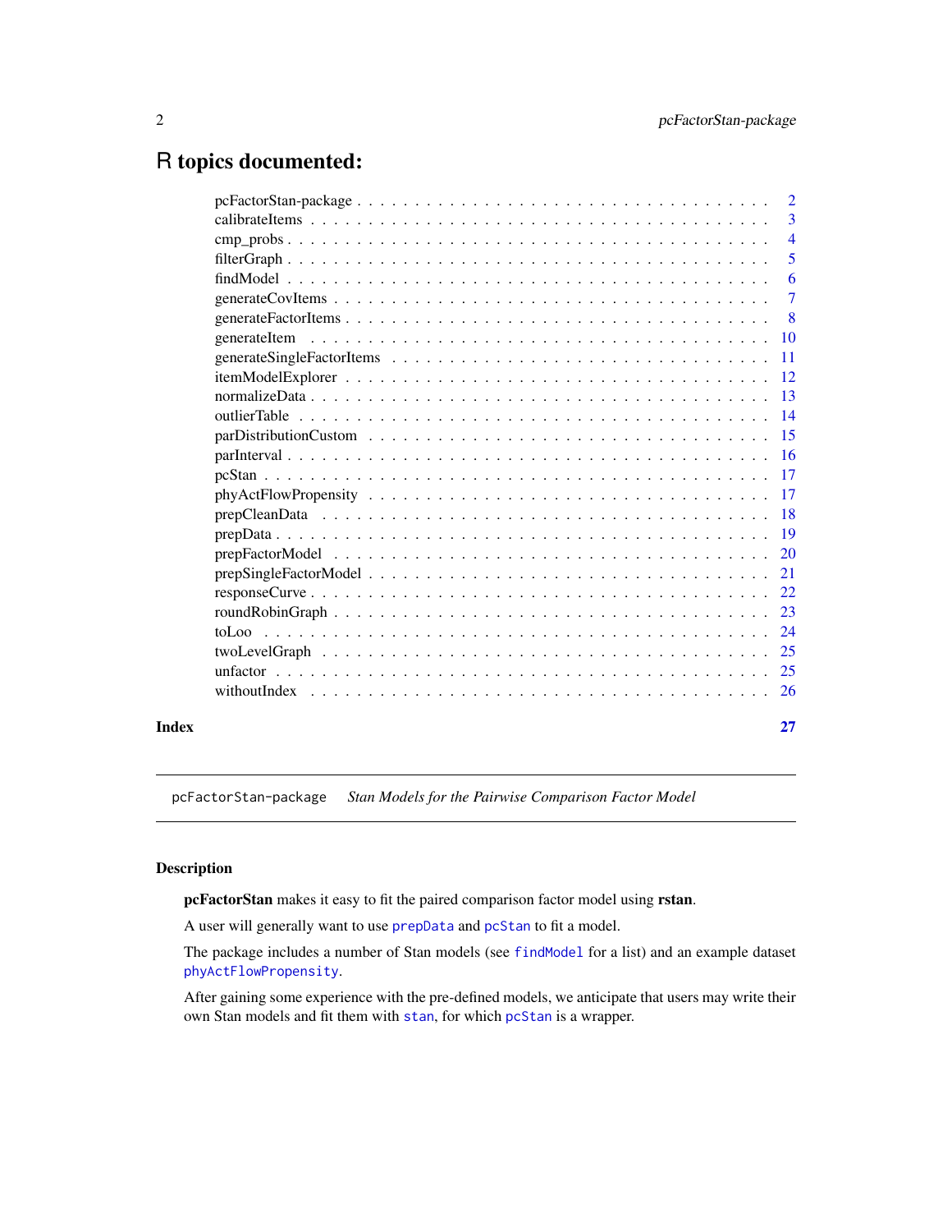# R topics documented:

| | |
|---|---|
| pcFactorStan-package | 2 |
| calibrateItems | 3 |
| cmp_probs | 4 |
| filterGraph | 5 |
| findModel | 6 |
| generateCovItems | 7 |
| generateFactorItems | 8 |
| generateItem | 10 |
| generateSingleFactorItems | 11 |
| itemModelExplorer | 12 |
| normalizeData | 13 |
| outlierTable | 14 |
| parDistributionCustom | 15 |
| parInterval | 16 |
| pcStan | 17 |
| phyActFlowPropensity | 17 |
| prepCleanData | 18 |
| prepData | 19 |
| prepFactorModel | 20 |
| prepSingleFactorModel | 21 |
| responseCurve | 22 |
| roundRobinGraph | 23 |
| toLoo | 24 |
| twoLevelGraph | 25 |
| unfactor | 25 |
| withoutIndex | 26 |
| **Index** | **27** |

---

`pcFactorStan-package` *Stan Models for the Pairwise Comparison Factor Model*

---

## Description

**pcFactorStan** makes it easy to fit the paired comparison factor model using **rstan**.

A user will generally want to use `prepData` and `pcStan` to fit a model.

The package includes a number of Stan models (see `findModel` for a list) and an example dataset `phyActFlowPropensity`.

After gaining some experience with the pre-defined models, we anticipate that users may write their own Stan models and fit them with `stan`, for which `pcStan` is a wrapper.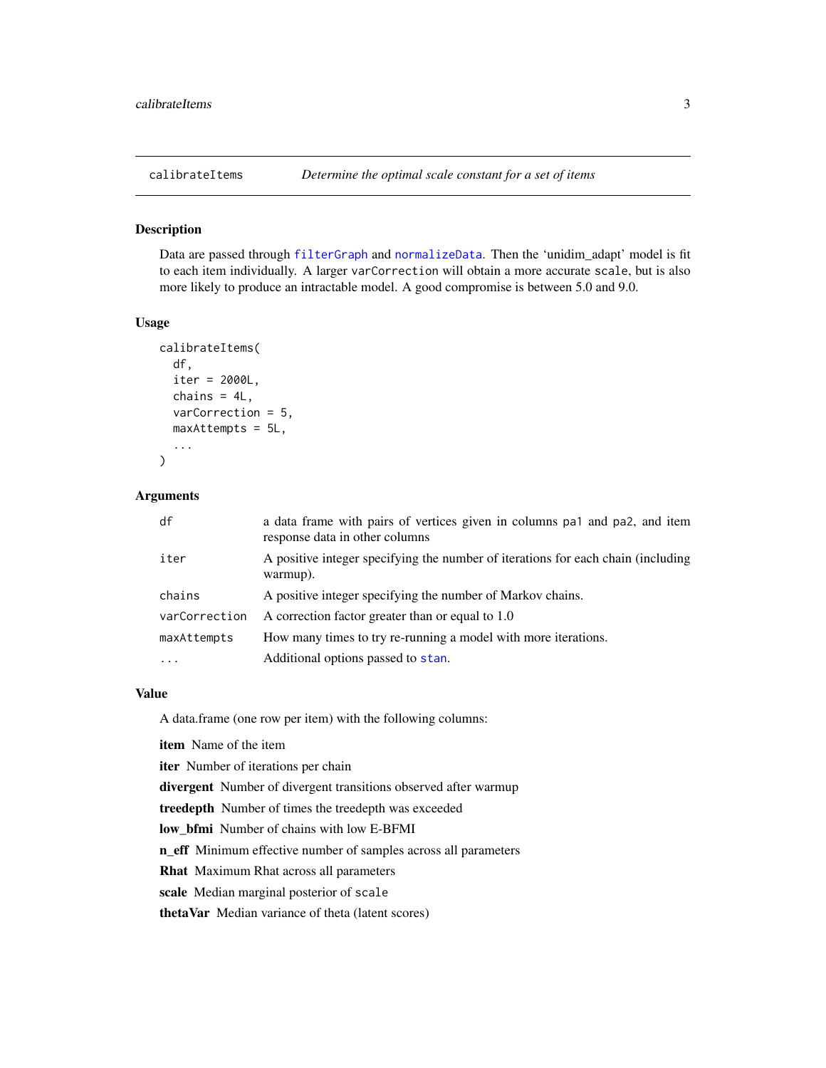## calibrateItems — *Determine the optimal scale constant for a set of items*

### Description

Data are passed through `filterGraph` and `normalizeData`. Then the 'unidim_adapt' model is fit to each item individually. A larger `varCorrection` will obtain a more accurate `scale`, but is also more likely to produce an intractable model. A good compromise is between 5.0 and 9.0.

### Usage

```
calibrateItems(
  df,
  iter = 2000L,
  chains = 4L,
  varCorrection = 5,
  maxAttempts = 5L,
  ...
)
```

### Arguments

| | |
|---|---|
| `df` | a data frame with pairs of vertices given in columns `pa1` and `pa2`, and item response data in other columns |
| `iter` | A positive integer specifying the number of iterations for each chain (including warmup). |
| `chains` | A positive integer specifying the number of Markov chains. |
| `varCorrection` | A correction factor greater than or equal to 1.0 |
| `maxAttempts` | How many times to try re-running a model with more iterations. |
| `...` | Additional options passed to `stan`. |

### Value

A data.frame (one row per item) with the following columns:

**item** Name of the item

**iter** Number of iterations per chain

**divergent** Number of divergent transitions observed after warmup

**treedepth** Number of times the treedepth was exceeded

**low_bfmi** Number of chains with low E-BFMI

**n_eff** Minimum effective number of samples across all parameters

**Rhat** Maximum Rhat across all parameters

**scale** Median marginal posterior of `scale`

**thetaVar** Median variance of theta (latent scores)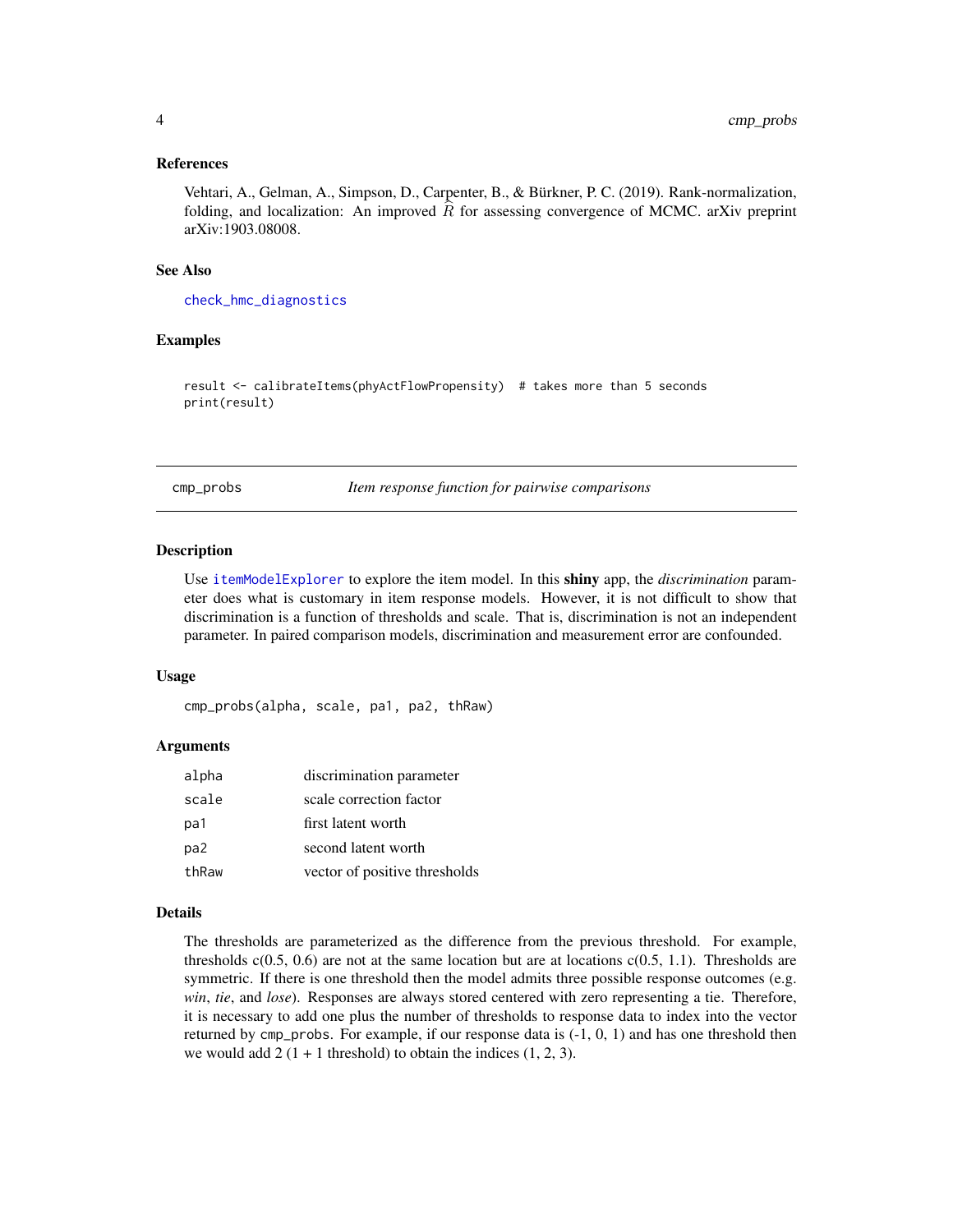### References

Vehtari, A., Gelman, A., Simpson, D., Carpenter, B., & Bürkner, P. C. (2019). Rank-normalization, folding, and localization: An improved $\widehat{R}$ for assessing convergence of MCMC. arXiv preprint arXiv:1903.08008.

### See Also

check_hmc_diagnostics

### Examples

```
result <- calibrateItems(phyActFlowPropensity)  # takes more than 5 seconds
print(result)
```

---

## cmp_probs — *Item response function for pairwise comparisons*

### Description

Use itemModelExplorer to explore the item model. In this **shiny** app, the *discrimination* parameter does what is customary in item response models. However, it is not difficult to show that discrimination is a function of thresholds and scale. That is, discrimination is not an independent parameter. In paired comparison models, discrimination and measurement error are confounded.

### Usage

```
cmp_probs(alpha, scale, pa1, pa2, thRaw)
```

### Arguments

| | |
|---|---|
| alpha | discrimination parameter |
| scale | scale correction factor |
| pa1 | first latent worth |
| pa2 | second latent worth |
| thRaw | vector of positive thresholds |

### Details

The thresholds are parameterized as the difference from the previous threshold. For example, thresholds c(0.5, 0.6) are not at the same location but are at locations c(0.5, 1.1). Thresholds are symmetric. If there is one threshold then the model admits three possible response outcomes (e.g. *win*, *tie*, and *lose*). Responses are always stored centered with zero representing a tie. Therefore, it is necessary to add one plus the number of thresholds to response data to index into the vector returned by `cmp_probs`. For example, if our response data is (-1, 0, 1) and has one threshold then we would add 2 (1 + 1 threshold) to obtain the indices (1, 2, 3).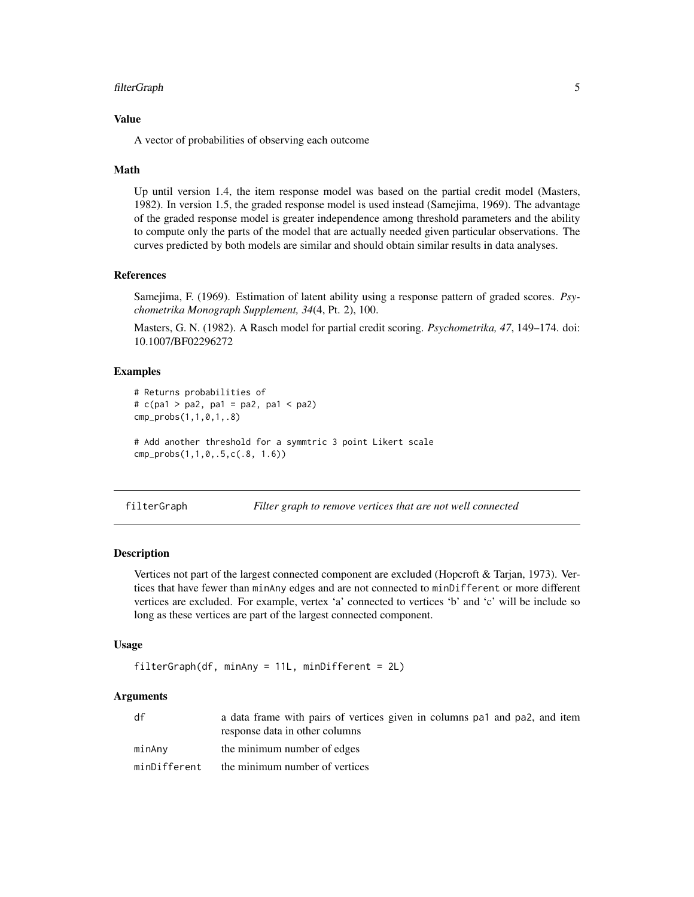### Value

A vector of probabilities of observing each outcome

### Math

Up until version 1.4, the item response model was based on the partial credit model (Masters, 1982). In version 1.5, the graded response model is used instead (Samejima, 1969). The advantage of the graded response model is greater independence among threshold parameters and the ability to compute only the parts of the model that are actually needed given particular observations. The curves predicted by both models are similar and should obtain similar results in data analyses.

### References

Samejima, F. (1969). Estimation of latent ability using a response pattern of graded scores. *Psychometrika Monograph Supplement, 34*(4, Pt. 2), 100.

Masters, G. N. (1982). A Rasch model for partial credit scoring. *Psychometrika, 47*, 149–174. doi: 10.1007/BF02296272

### Examples

```
# Returns probabilities of
# c(pa1 > pa2, pa1 = pa2, pa1 < pa2)
cmp_probs(1,1,0,1,.8)

# Add another threshold for a symmtric 3 point Likert scale
cmp_probs(1,1,0,.5,c(.8, 1.6))
```

---

## filterGraph — *Filter graph to remove vertices that are not well connected*

---

### Description

Vertices not part of the largest connected component are excluded (Hopcroft & Tarjan, 1973). Vertices that have fewer than `minAny` edges and are not connected to `minDifferent` or more different vertices are excluded. For example, vertex 'a' connected to vertices 'b' and 'c' will be include so long as these vertices are part of the largest connected component.

### Usage

```
filterGraph(df, minAny = 11L, minDifferent = 2L)
```

### Arguments

| | |
|---|---|
| `df` | a data frame with pairs of vertices given in columns `pa1` and `pa2`, and item response data in other columns |
| `minAny` | the minimum number of edges |
| `minDifferent` | the minimum number of vertices |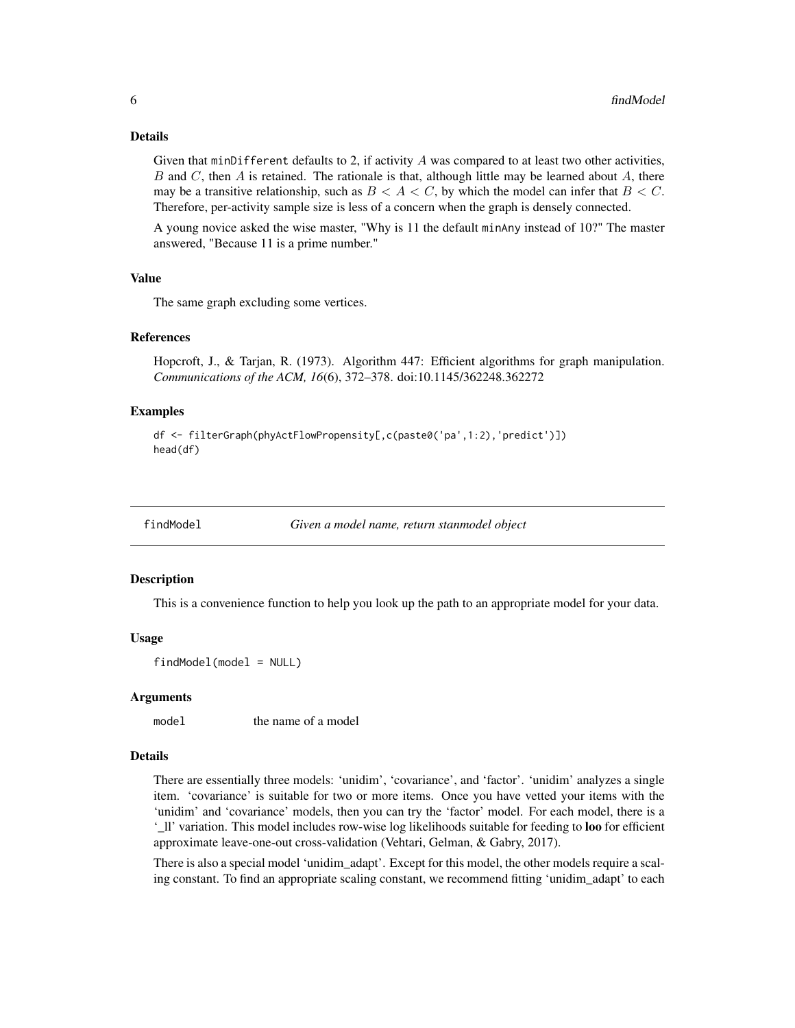### Details

Given that `minDifferent` defaults to 2, if activity $A$ was compared to at least two other activities, $B$ and $C$, then $A$ is retained. The rationale is that, although little may be learned about $A$, there may be a transitive relationship, such as $B < A < C$, by which the model can infer that $B < C$. Therefore, per-activity sample size is less of a concern when the graph is densely connected.

A young novice asked the wise master, "Why is 11 the default `minAny` instead of 10?" The master answered, "Because 11 is a prime number."

### Value

The same graph excluding some vertices.

### References

Hopcroft, J., & Tarjan, R. (1973). Algorithm 447: Efficient algorithms for graph manipulation. *Communications of the ACM, 16*(6), 372–378. doi:10.1145/362248.362272

### Examples

```
df <- filterGraph(phyActFlowPropensity[,c(paste0('pa',1:2),'predict')])
head(df)
```

---

## findModel — *Given a model name, return stanmodel object*

### Description

This is a convenience function to help you look up the path to an appropriate model for your data.

### Usage

```
findModel(model = NULL)
```

### Arguments

| | |
|---|---|
| `model` | the name of a model |

### Details

There are essentially three models: 'unidim', 'covariance', and 'factor'. 'unidim' analyzes a single item. 'covariance' is suitable for two or more items. Once you have vetted your items with the 'unidim' and 'covariance' models, then you can try the 'factor' model. For each model, there is a '_ll' variation. This model includes row-wise log likelihoods suitable for feeding to **loo** for efficient approximate leave-one-out cross-validation (Vehtari, Gelman, & Gabry, 2017).

There is also a special model 'unidim_adapt'. Except for this model, the other models require a scaling constant. To find an appropriate scaling constant, we recommend fitting 'unidim_adapt' to each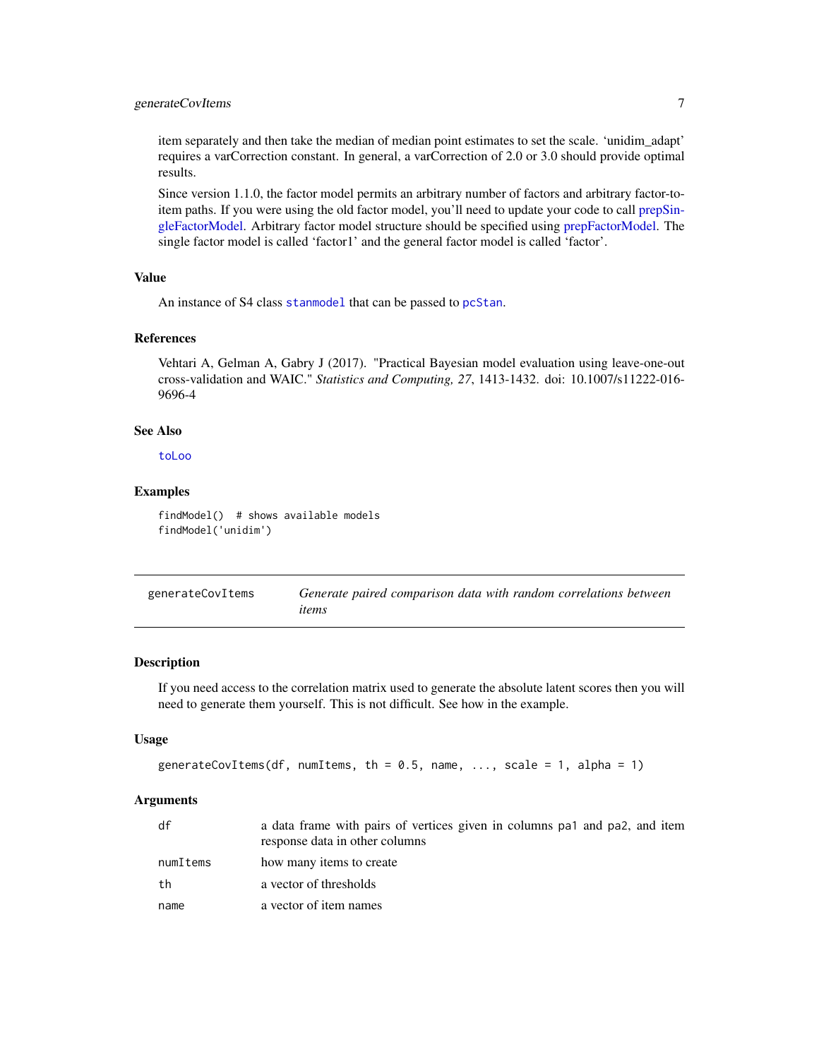item separately and then take the median of median point estimates to set the scale. 'unidim_adapt' requires a varCorrection constant. In general, a varCorrection of 2.0 or 3.0 should provide optimal results.

Since version 1.1.0, the factor model permits an arbitrary number of factors and arbitrary factor-to-item paths. If you were using the old factor model, you'll need to update your code to call prepSingleFactorModel. Arbitrary factor model structure should be specified using prepFactorModel. The single factor model is called 'factor1' and the general factor model is called 'factor'.

### Value

An instance of S4 class `stanmodel` that can be passed to `pcStan`.

### References

Vehtari A, Gelman A, Gabry J (2017). "Practical Bayesian model evaluation using leave-one-out cross-validation and WAIC." *Statistics and Computing, 27*, 1413-1432. doi: 10.1007/s11222-016-9696-4

### See Also

`toLoo`

### Examples

```
findModel()  # shows available models
findModel('unidim')
```

---

## generateCovItems — *Generate paired comparison data with random correlations between items*

### Description

If you need access to the correlation matrix used to generate the absolute latent scores then you will need to generate them yourself. This is not difficult. See how in the example.

### Usage

```
generateCovItems(df, numItems, th = 0.5, name, ..., scale = 1, alpha = 1)
```

### Arguments

| | |
|---|---|
| `df` | a data frame with pairs of vertices given in columns `pa1` and `pa2`, and item response data in other columns |
| `numItems` | how many items to create |
| `th` | a vector of thresholds |
| `name` | a vector of item names |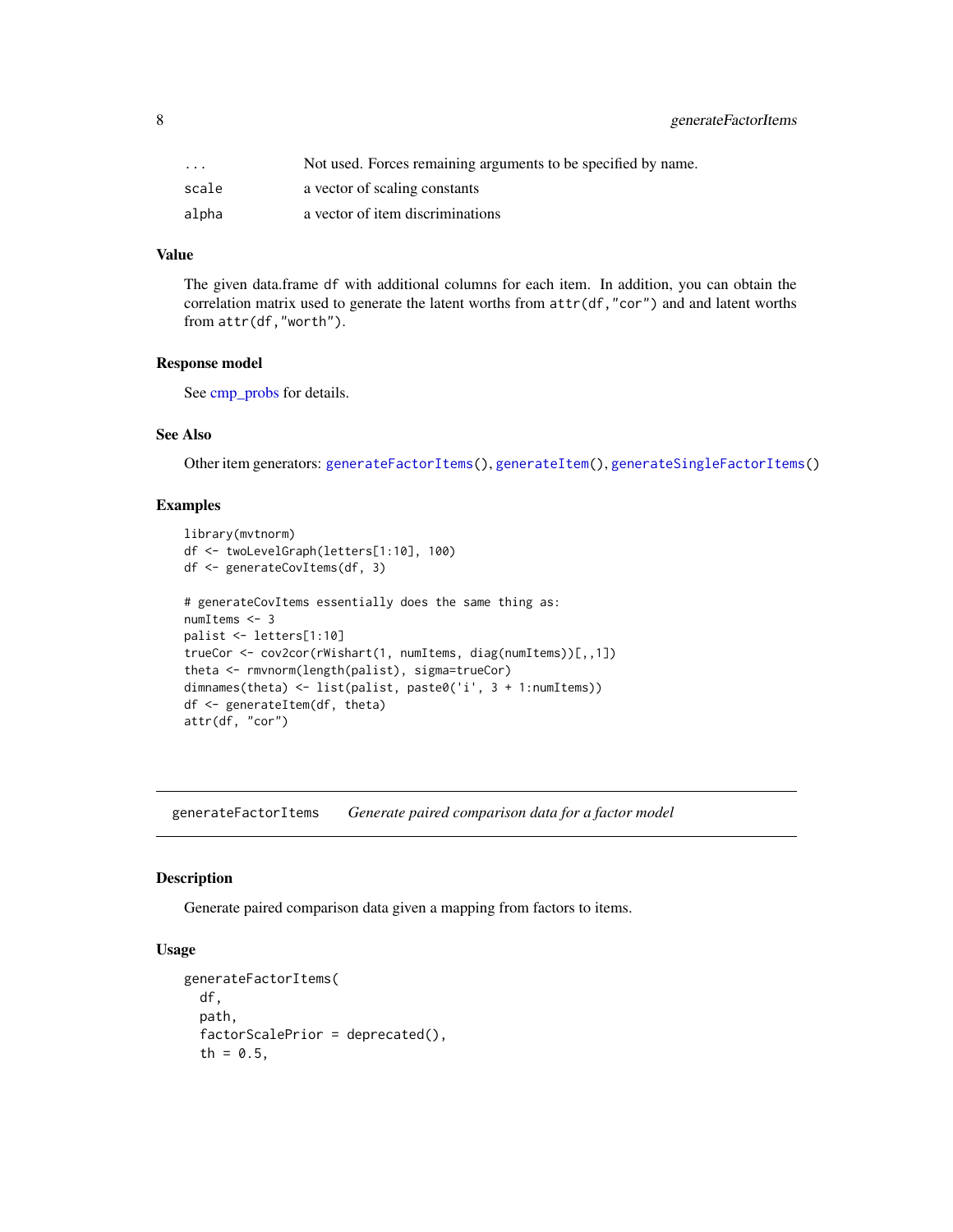| | |
|---|---|
| ... | Not used. Forces remaining arguments to be specified by name. |
| scale | a vector of scaling constants |
| alpha | a vector of item discriminations |

### Value

The given data.frame `df` with additional columns for each item. In addition, you can obtain the correlation matrix used to generate the latent worths from `attr(df,"cor")` and and latent worths from `attr(df,"worth")`.

### Response model

See cmp_probs for details.

### See Also

Other item generators: `generateFactorItems()`, `generateItem()`, `generateSingleFactorItems()`

### Examples

```
library(mvtnorm)
df <- twoLevelGraph(letters[1:10], 100)
df <- generateCovItems(df, 3)

# generateCovItems essentially does the same thing as:
numItems <- 3
palist <- letters[1:10]
trueCor <- cov2cor(rWishart(1, numItems, diag(numItems))[,,1])
theta <- rmvnorm(length(palist), sigma=trueCor)
dimnames(theta) <- list(palist, paste0('i', 3 + 1:numItems))
df <- generateItem(df, theta)
attr(df, "cor")
```

---

## generateFactorItems — *Generate paired comparison data for a factor model*

### Description

Generate paired comparison data given a mapping from factors to items.

### Usage

```
generateFactorItems(
  df,
  path,
  factorScalePrior = deprecated(),
  th = 0.5,
```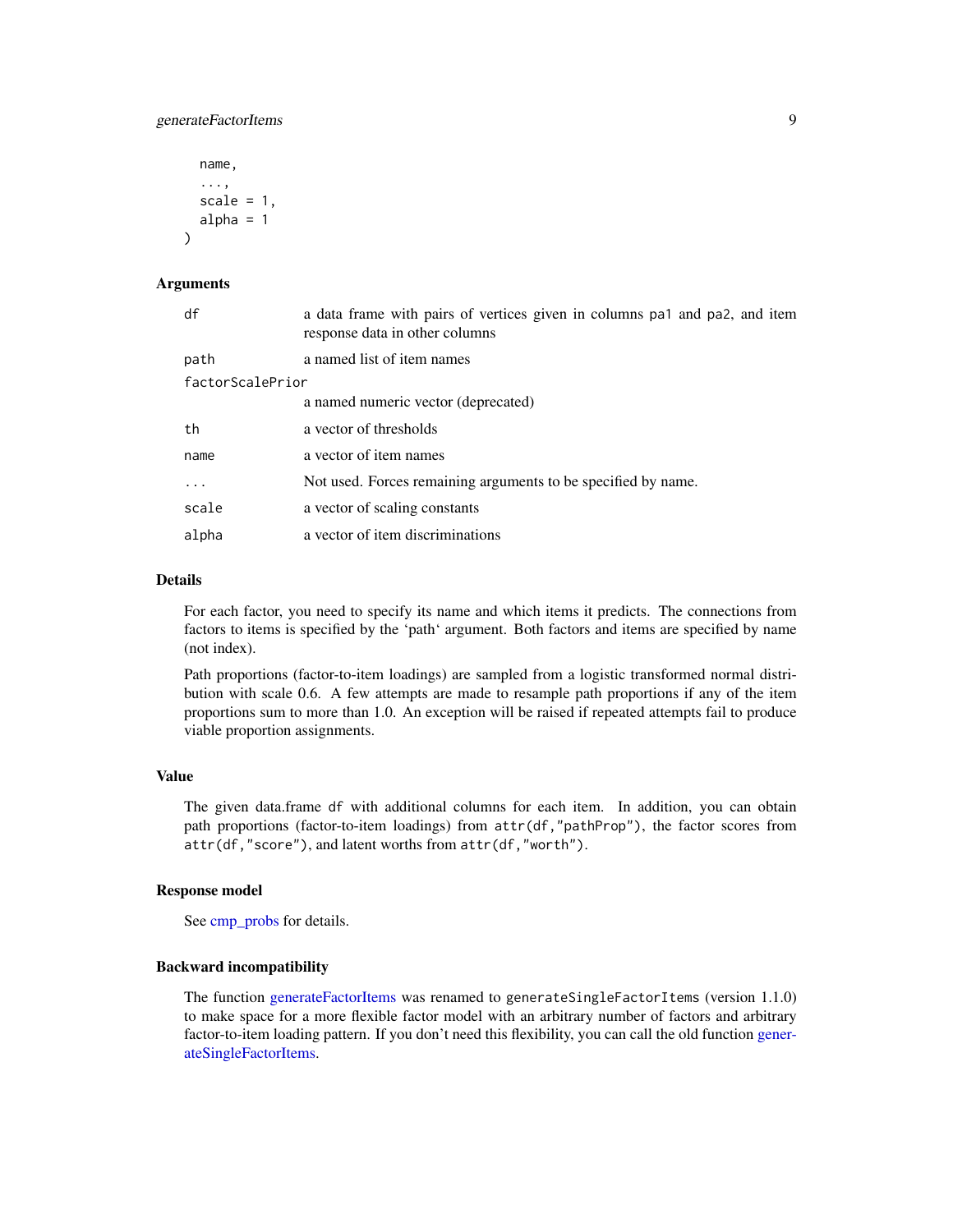```
  name,
  ...,
  scale = 1,
  alpha = 1
)
```

## Arguments

| | |
|---|---|
| df | a data frame with pairs of vertices given in columns pa1 and pa2, and item response data in other columns |
| path | a named list of item names |
| factorScalePrior | a named numeric vector (deprecated) |
| th | a vector of thresholds |
| name | a vector of item names |
| ... | Not used. Forces remaining arguments to be specified by name. |
| scale | a vector of scaling constants |
| alpha | a vector of item discriminations |

## Details

For each factor, you need to specify its name and which items it predicts. The connections from factors to items is specified by the 'path' argument. Both factors and items are specified by name (not index).

Path proportions (factor-to-item loadings) are sampled from a logistic transformed normal distribution with scale 0.6. A few attempts are made to resample path proportions if any of the item proportions sum to more than 1.0. An exception will be raised if repeated attempts fail to produce viable proportion assignments.

## Value

The given data.frame df with additional columns for each item. In addition, you can obtain path proportions (factor-to-item loadings) from attr(df,"pathProp"), the factor scores from attr(df,"score"), and latent worths from attr(df,"worth").

## Response model

See cmp_probs for details.

## Backward incompatibility

The function generateFactorItems was renamed to generateSingleFactorItems (version 1.1.0) to make space for a more flexible factor model with an arbitrary number of factors and arbitrary factor-to-item loading pattern. If you don't need this flexibility, you can call the old function generateSingleFactorItems.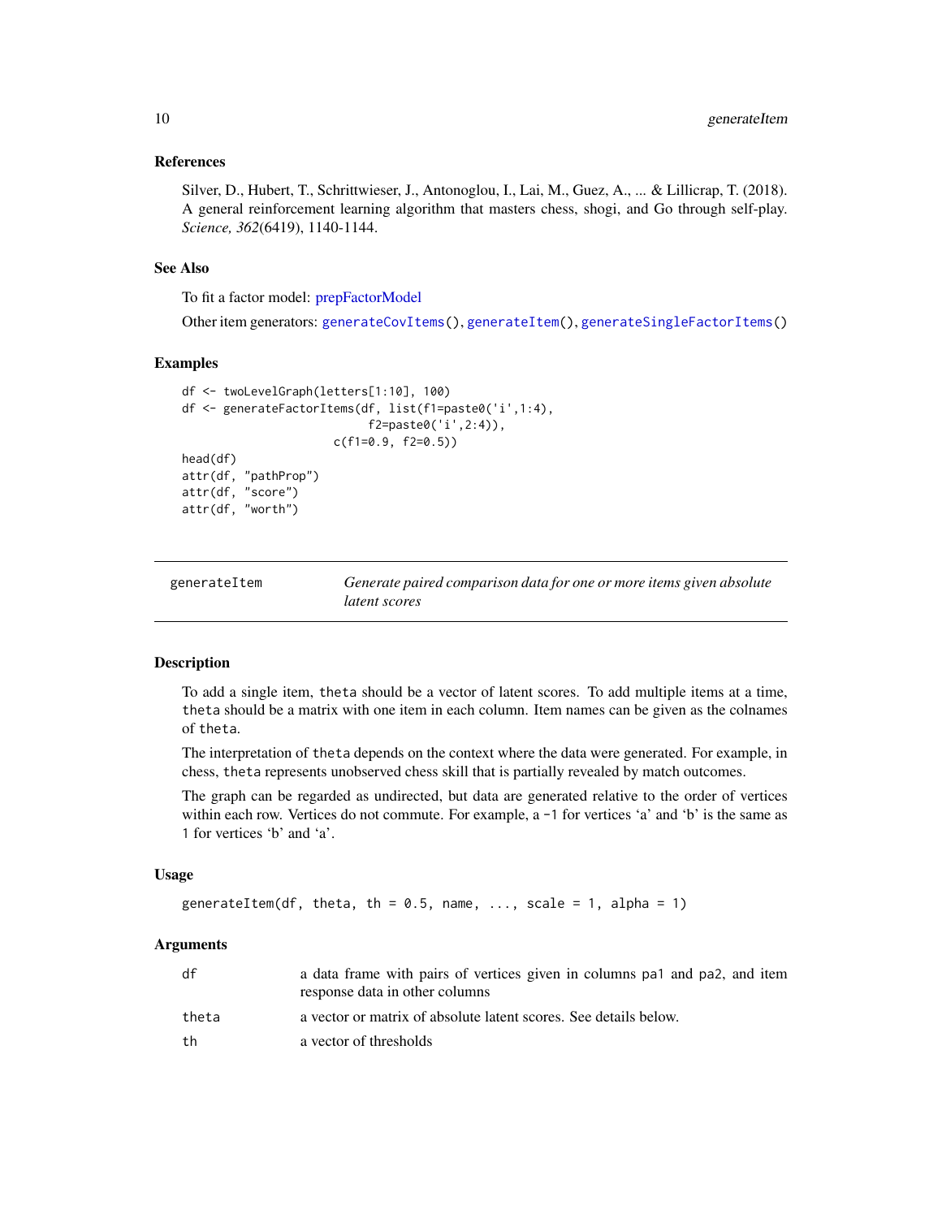### References

Silver, D., Hubert, T., Schrittwieser, J., Antonoglou, I., Lai, M., Guez, A., ... & Lillicrap, T. (2018). A general reinforcement learning algorithm that masters chess, shogi, and Go through self-play. *Science, 362*(6419), 1140-1144.

### See Also

To fit a factor model: prepFactorModel

Other item generators: `generateCovItems()`, `generateItem()`, `generateSingleFactorItems()`

### Examples

```
df <- twoLevelGraph(letters[1:10], 100)
df <- generateFactorItems(df, list(f1=paste0('i',1:4),
                          f2=paste0('i',2:4)),
                     c(f1=0.9, f2=0.5))
head(df)
attr(df, "pathProp")
attr(df, "score")
attr(df, "worth")
```

---

## generateItem — *Generate paired comparison data for one or more items given absolute latent scores*

### Description

To add a single item, `theta` should be a vector of latent scores. To add multiple items at a time, `theta` should be a matrix with one item in each column. Item names can be given as the colnames of `theta`.

The interpretation of `theta` depends on the context where the data were generated. For example, in chess, `theta` represents unobserved chess skill that is partially revealed by match outcomes.

The graph can be regarded as undirected, but data are generated relative to the order of vertices within each row. Vertices do not commute. For example, a `-1` for vertices 'a' and 'b' is the same as `1` for vertices 'b' and 'a'.

### Usage

```
generateItem(df, theta, th = 0.5, name, ..., scale = 1, alpha = 1)
```

### Arguments

| | |
|---|---|
| `df` | a data frame with pairs of vertices given in columns `pa1` and `pa2`, and item response data in other columns |
| `theta` | a vector or matrix of absolute latent scores. See details below. |
| `th` | a vector of thresholds |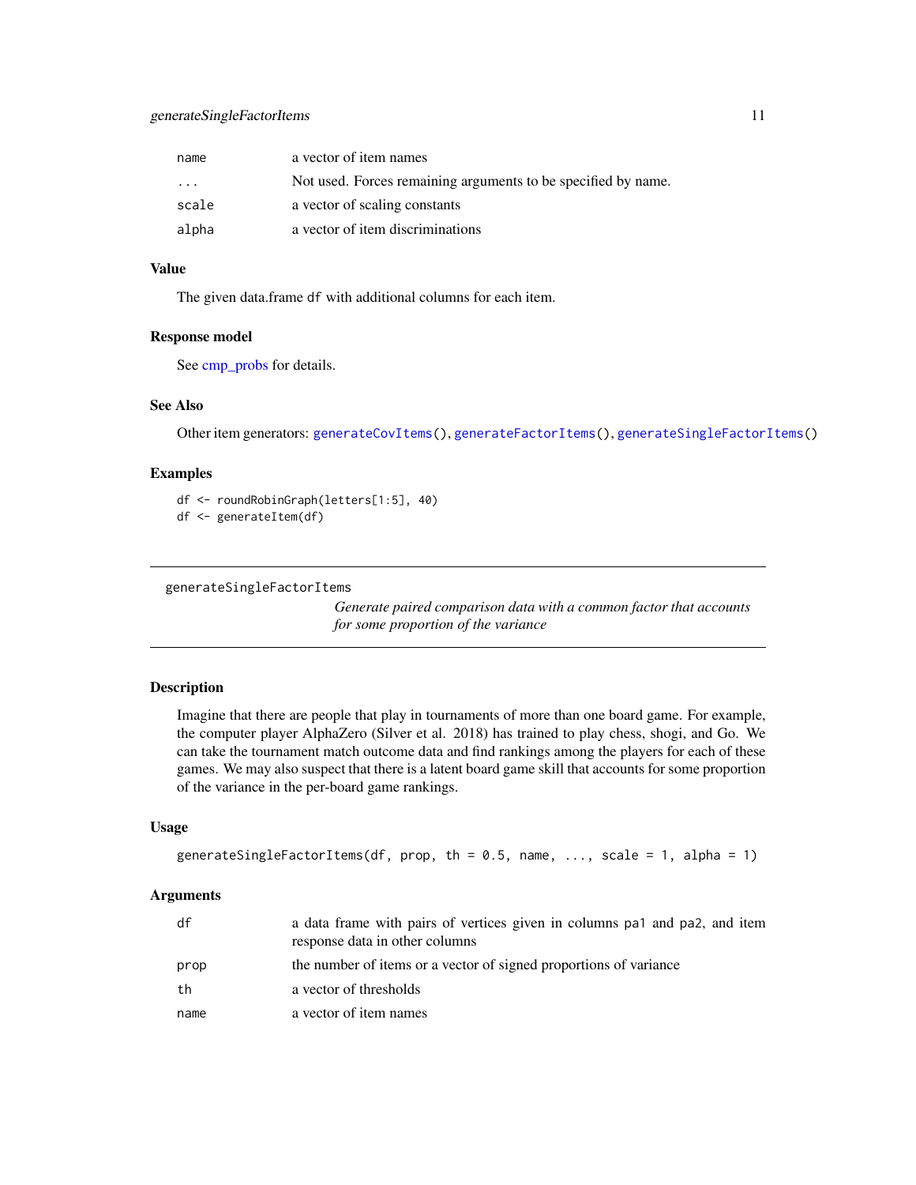| | |
|---|---|
| name | a vector of item names |
| ... | Not used. Forces remaining arguments to be specified by name. |
| scale | a vector of scaling constants |
| alpha | a vector of item discriminations |

### Value

The given data.frame df with additional columns for each item.

### Response model

See cmp_probs for details.

### See Also

Other item generators: generateCovItems(), generateFactorItems(), generateSingleFactorItems()

### Examples

```
df <- roundRobinGraph(letters[1:5], 40)
df <- generateItem(df)
```

---

## generateSingleFactorItems

*Generate paired comparison data with a common factor that accounts for some proportion of the variance*

---

### Description

Imagine that there are people that play in tournaments of more than one board game. For example, the computer player AlphaZero (Silver et al. 2018) has trained to play chess, shogi, and Go. We can take the tournament match outcome data and find rankings among the players for each of these games. We may also suspect that there is a latent board game skill that accounts for some proportion of the variance in the per-board game rankings.

### Usage

```
generateSingleFactorItems(df, prop, th = 0.5, name, ..., scale = 1, alpha = 1)
```

### Arguments

| | |
|---|---|
| df | a data frame with pairs of vertices given in columns pa1 and pa2, and item response data in other columns |
| prop | the number of items or a vector of signed proportions of variance |
| th | a vector of thresholds |
| name | a vector of item names |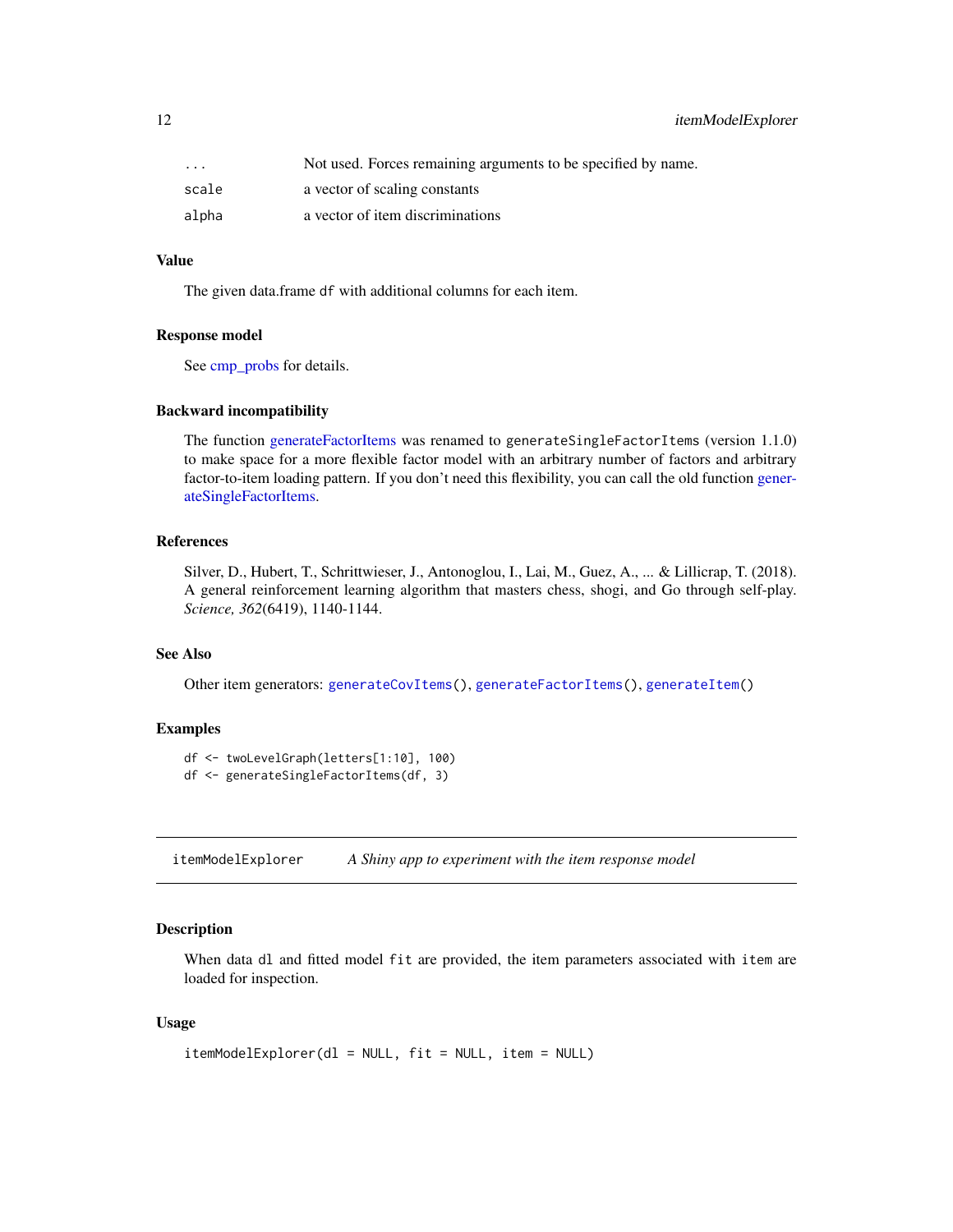| | |
|---|---|
| `...` | Not used. Forces remaining arguments to be specified by name. |
| `scale` | a vector of scaling constants |
| `alpha` | a vector of item discriminations |

### Value

The given data.frame `df` with additional columns for each item.

### Response model

See cmp_probs for details.

### Backward incompatibility

The function generateFactorItems was renamed to `generateSingleFactorItems` (version 1.1.0) to make space for a more flexible factor model with an arbitrary number of factors and arbitrary factor-to-item loading pattern. If you don't need this flexibility, you can call the old function generateSingleFactorItems.

### References

Silver, D., Hubert, T., Schrittwieser, J., Antonoglou, I., Lai, M., Guez, A., ... & Lillicrap, T. (2018). A general reinforcement learning algorithm that masters chess, shogi, and Go through self-play. *Science, 362*(6419), 1140-1144.

### See Also

Other item generators: `generateCovItems()`, `generateFactorItems()`, `generateItem()`

### Examples

```
df <- twoLevelGraph(letters[1:10], 100)
df <- generateSingleFactorItems(df, 3)
```

---

## itemModelExplorer — *A Shiny app to experiment with the item response model*

---

### Description

When data `dl` and fitted model `fit` are provided, the item parameters associated with `item` are loaded for inspection.

### Usage

```
itemModelExplorer(dl = NULL, fit = NULL, item = NULL)
```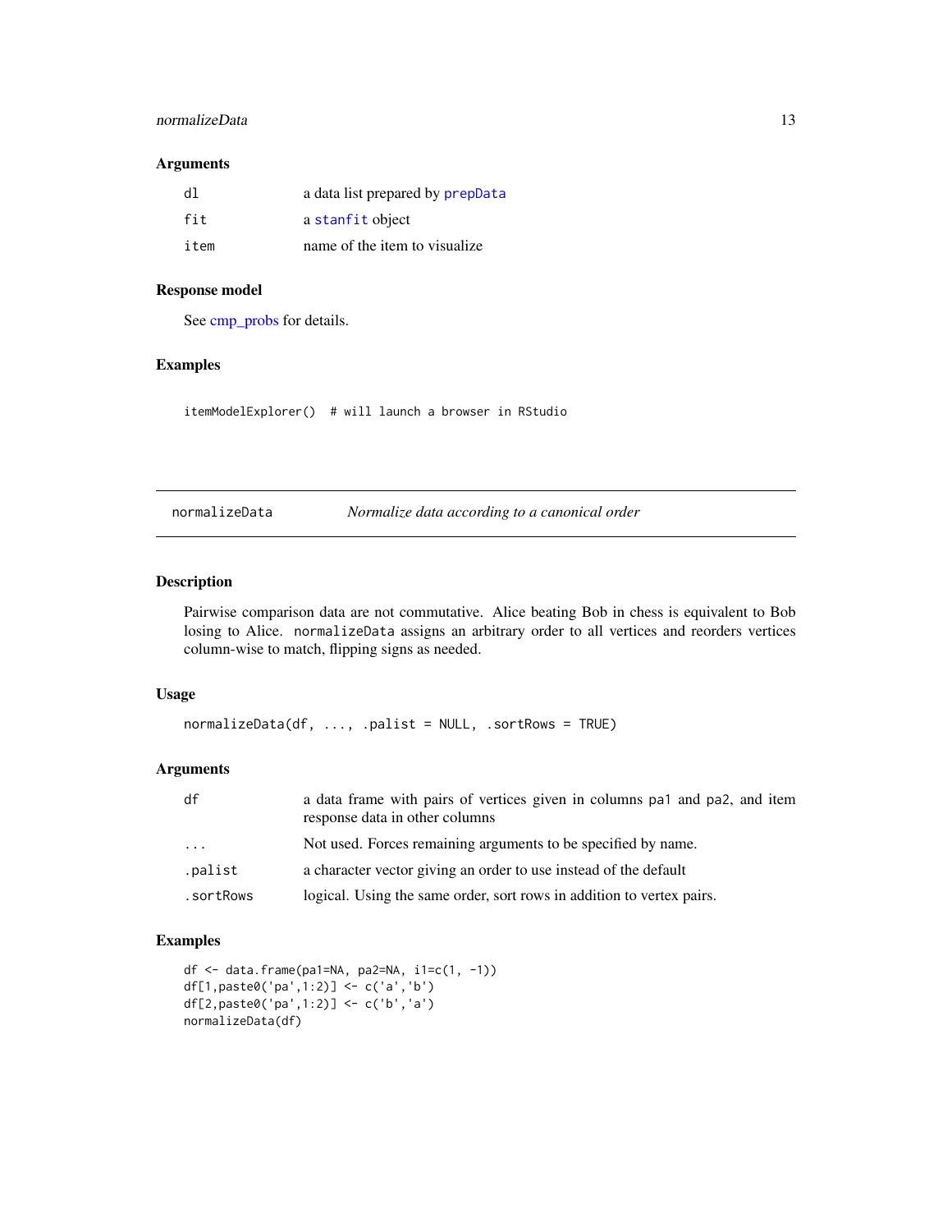### Arguments

| | |
|---|---|
| `dl` | a data list prepared by `prepData` |
| `fit` | a `stanfit` object |
| `item` | name of the item to visualize |

### Response model

See cmp_probs for details.

### Examples

```
itemModelExplorer()  # will launch a browser in RStudio
```

---

## normalizeData — *Normalize data according to a canonical order*

### Description

Pairwise comparison data are not commutative. Alice beating Bob in chess is equivalent to Bob losing to Alice. `normalizeData` assigns an arbitrary order to all vertices and reorders vertices column-wise to match, flipping signs as needed.

### Usage

```
normalizeData(df, ..., .palist = NULL, .sortRows = TRUE)
```

### Arguments

| | |
|---|---|
| `df` | a data frame with pairs of vertices given in columns `pa1` and `pa2`, and item response data in other columns |
| `...` | Not used. Forces remaining arguments to be specified by name. |
| `.palist` | a character vector giving an order to use instead of the default |
| `.sortRows` | logical. Using the same order, sort rows in addition to vertex pairs. |

### Examples

```
df <- data.frame(pa1=NA, pa2=NA, i1=c(1, -1))
df[1,paste0('pa',1:2)] <- c('a','b')
df[2,paste0('pa',1:2)] <- c('b','a')
normalizeData(df)
```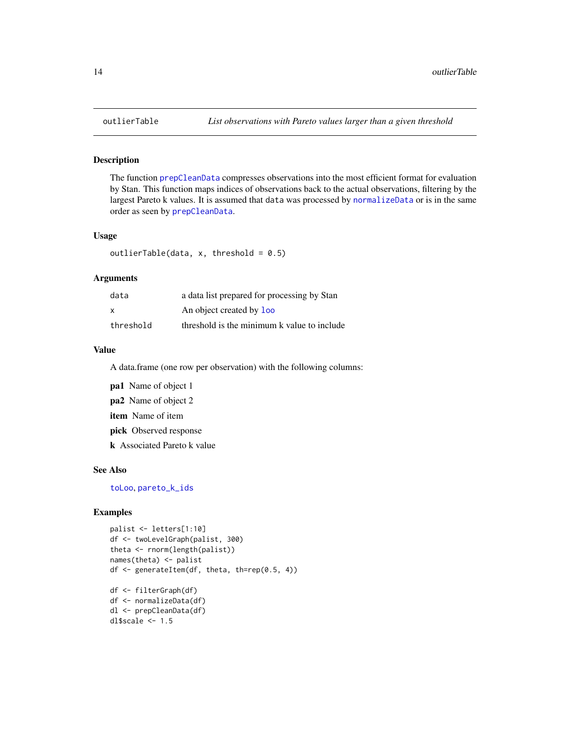## outlierTable — *List observations with Pareto values larger than a given threshold*

### Description

The function `prepCleanData` compresses observations into the most efficient format for evaluation by Stan. This function maps indices of observations back to the actual observations, filtering by the largest Pareto k values. It is assumed that `data` was processed by `normalizeData` or is in the same order as seen by `prepCleanData`.

### Usage

```
outlierTable(data, x, threshold = 0.5)
```

### Arguments

| | |
|---|---|
| `data` | a data list prepared for processing by Stan |
| `x` | An object created by `loo` |
| `threshold` | threshold is the minimum k value to include |

### Value

A data.frame (one row per observation) with the following columns:

**pa1** Name of object 1

**pa2** Name of object 2

**item** Name of item

**pick** Observed response

**k** Associated Pareto k value

### See Also

`toLoo`, `pareto_k_ids`

### Examples

```
palist <- letters[1:10]
df <- twoLevelGraph(palist, 300)
theta <- rnorm(length(palist))
names(theta) <- palist
df <- generateItem(df, theta, th=rep(0.5, 4))

df <- filterGraph(df)
df <- normalizeData(df)
dl <- prepCleanData(df)
dl$scale <- 1.5
```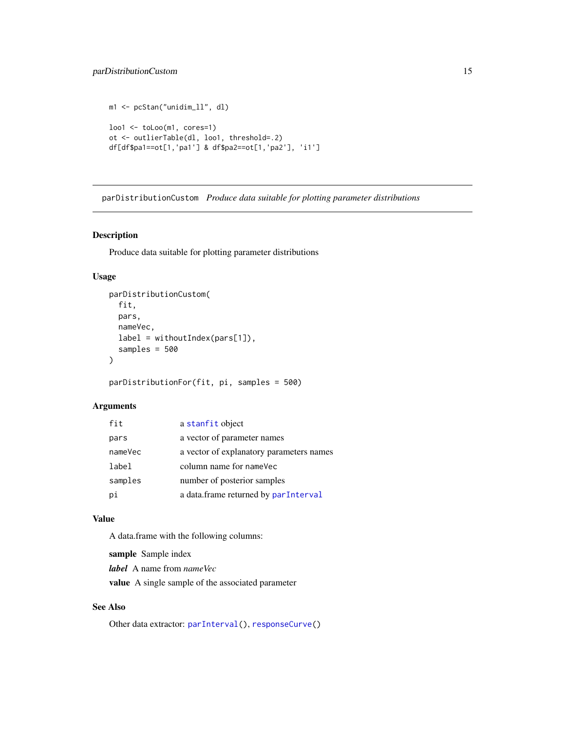```
m1 <- pcStan("unidim_ll", dl)

loo1 <- toLoo(m1, cores=1)
ot <- outlierTable(dl, loo1, threshold=.2)
df[df$pa1==ot[1,'pa1'] & df$pa2==ot[1,'pa2'], 'i1']
```

---

## parDistributionCustom    *Produce data suitable for plotting parameter distributions*

---

### Description

Produce data suitable for plotting parameter distributions

### Usage

```
parDistributionCustom(
  fit,
  pars,
  nameVec,
  label = withoutIndex(pars[1]),
  samples = 500
)

parDistributionFor(fit, pi, samples = 500)
```

### Arguments

| | |
|---|---|
| `fit` | a `stanfit` object |
| `pars` | a vector of parameter names |
| `nameVec` | a vector of explanatory parameters names |
| `label` | column name for `nameVec` |
| `samples` | number of posterior samples |
| `pi` | a data.frame returned by `parInterval` |

### Value

A data.frame with the following columns:

**sample** Sample index

***label*** A name from *nameVec*

**value** A single sample of the associated parameter

### See Also

Other data extractor: `parInterval()`, `responseCurve()`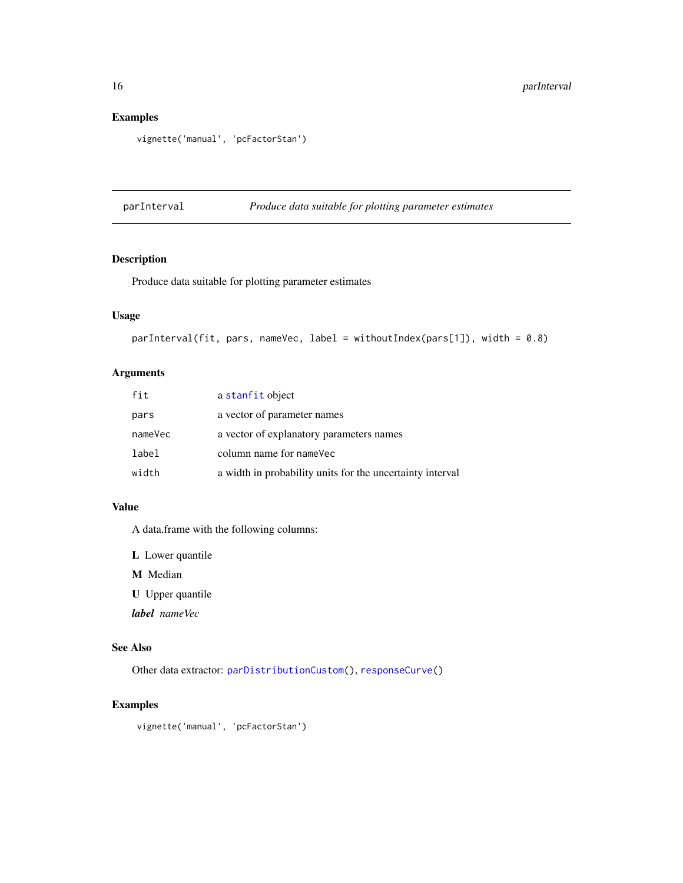## Examples

```
vignette('manual', 'pcFactorStan')
```

---

# parInterval — *Produce data suitable for plotting parameter estimates*

## Description

Produce data suitable for plotting parameter estimates

## Usage

```
parInterval(fit, pars, nameVec, label = withoutIndex(pars[1]), width = 0.8)
```

## Arguments

| | |
|---|---|
| fit | a stanfit object |
| pars | a vector of parameter names |
| nameVec | a vector of explanatory parameters names |
| label | column name for nameVec |
| width | a width in probability units for the uncertainty interval |

## Value

A data.frame with the following columns:

**L** Lower quantile

**M** Median

**U** Upper quantile

***label*** *nameVec*

## See Also

Other data extractor: parDistributionCustom(), responseCurve()

## Examples

```
vignette('manual', 'pcFactorStan')
```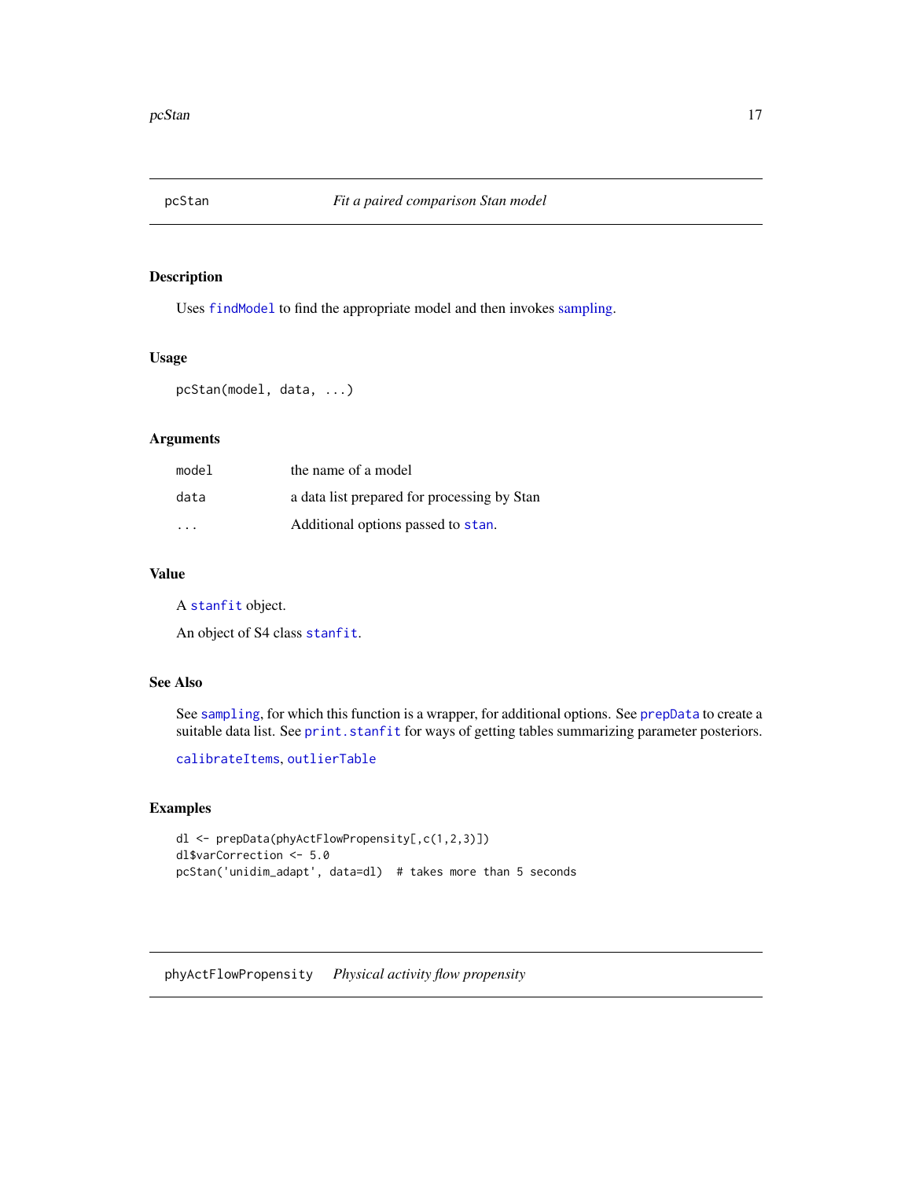## pcStan — *Fit a paired comparison Stan model*

### Description

Uses `findModel` to find the appropriate model and then invokes sampling.

### Usage

```
pcStan(model, data, ...)
```

### Arguments

| | |
|---|---|
| `model` | the name of a model |
| `data` | a data list prepared for processing by Stan |
| `...` | Additional options passed to `stan`. |

### Value

A `stanfit` object.

An object of S4 class `stanfit`.

### See Also

See `sampling`, for which this function is a wrapper, for additional options. See `prepData` to create a suitable data list. See `print.stanfit` for ways of getting tables summarizing parameter posteriors.

`calibrateItems`, `outlierTable`

### Examples

```
dl <- prepData(phyActFlowPropensity[,c(1,2,3)])
dl$varCorrection <- 5.0
pcStan('unidim_adapt', data=dl)  # takes more than 5 seconds
```

## phyActFlowPropensity — *Physical activity flow propensity*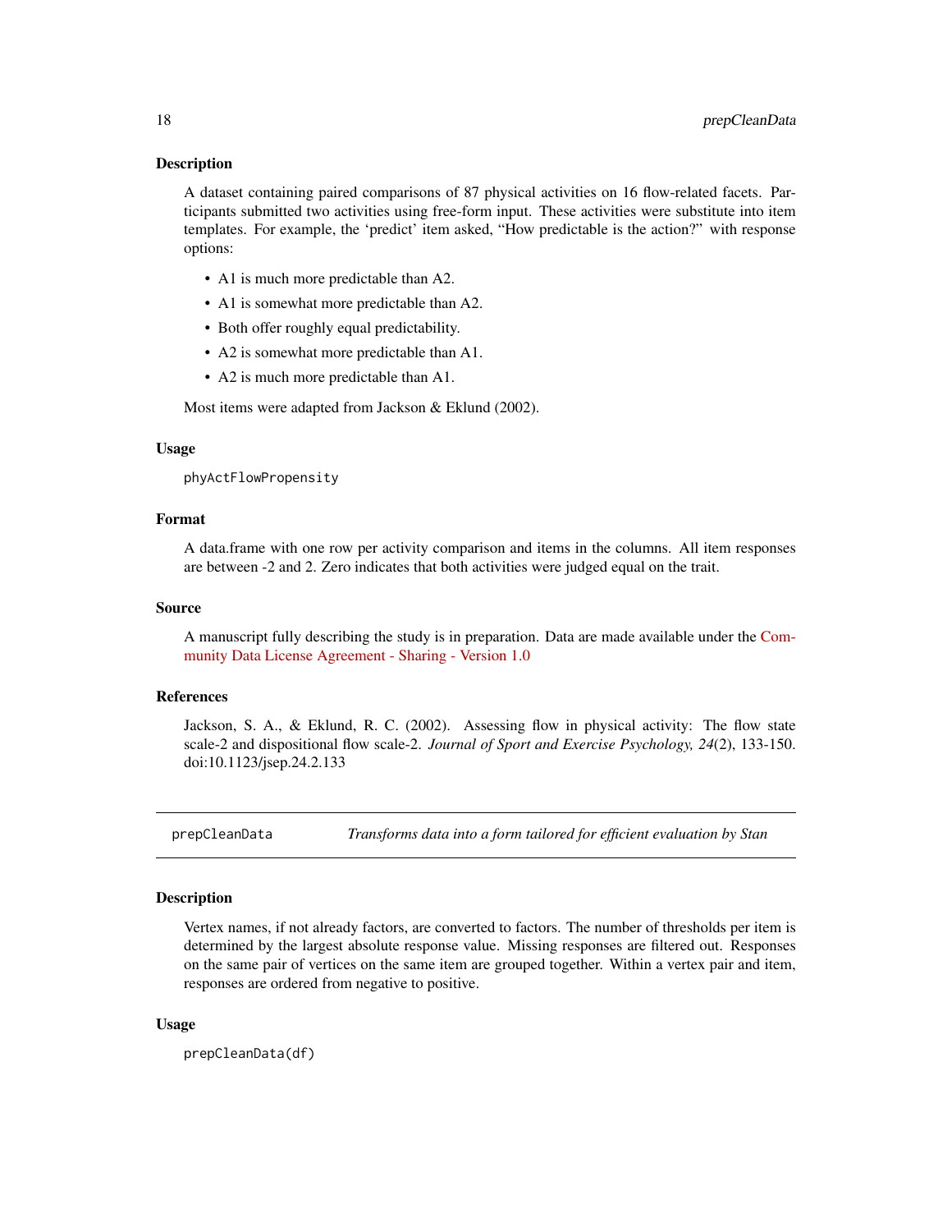### Description

A dataset containing paired comparisons of 87 physical activities on 16 flow-related facets. Participants submitted two activities using free-form input. These activities were substitute into item templates. For example, the 'predict' item asked, "How predictable is the action?" with response options:

- A1 is much more predictable than A2.
- A1 is somewhat more predictable than A2.
- Both offer roughly equal predictability.
- A2 is somewhat more predictable than A1.
- A2 is much more predictable than A1.

Most items were adapted from Jackson & Eklund (2002).

### Usage

```
phyActFlowPropensity
```

### Format

A data.frame with one row per activity comparison and items in the columns. All item responses are between -2 and 2. Zero indicates that both activities were judged equal on the trait.

### Source

A manuscript fully describing the study is in preparation. Data are made available under the Community Data License Agreement - Sharing - Version 1.0

### References

Jackson, S. A., & Eklund, R. C. (2002). Assessing flow in physical activity: The flow state scale-2 and dispositional flow scale-2. *Journal of Sport and Exercise Psychology, 24*(2), 133-150. doi:10.1123/jsep.24.2.133

---

## prepCleanData — *Transforms data into a form tailored for efficient evaluation by Stan*

### Description

Vertex names, if not already factors, are converted to factors. The number of thresholds per item is determined by the largest absolute response value. Missing responses are filtered out. Responses on the same pair of vertices on the same item are grouped together. Within a vertex pair and item, responses are ordered from negative to positive.

### Usage

```
prepCleanData(df)
```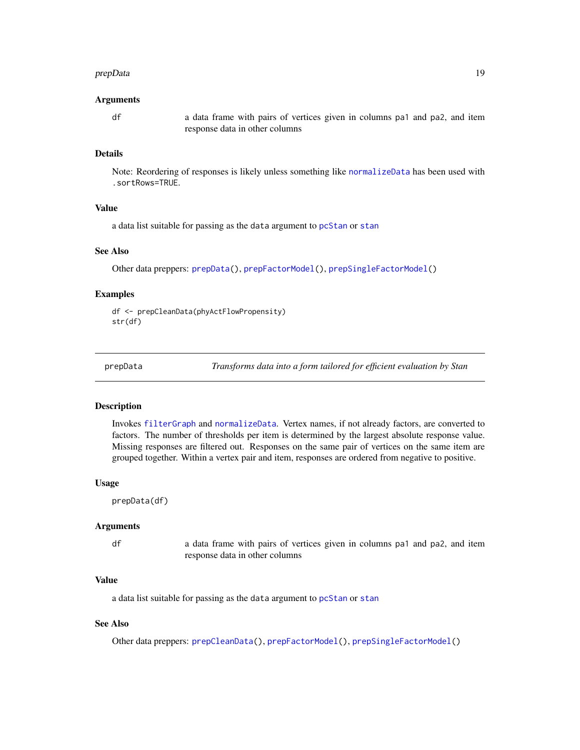### Arguments

`df` a data frame with pairs of vertices given in columns `pa1` and `pa2`, and item response data in other columns

### Details

Note: Reordering of responses is likely unless something like `normalizeData` has been used with `.sortRows=TRUE`.

### Value

a data list suitable for passing as the `data` argument to `pcStan` or `stan`

### See Also

Other data preppers: `prepData()`, `prepFactorModel()`, `prepSingleFactorModel()`

### Examples

```
df <- prepCleanData(phyActFlowPropensity)
str(df)
```

---

## prepData — *Transforms data into a form tailored for efficient evaluation by Stan*

### Description

Invokes `filterGraph` and `normalizeData`. Vertex names, if not already factors, are converted to factors. The number of thresholds per item is determined by the largest absolute response value. Missing responses are filtered out. Responses on the same pair of vertices on the same item are grouped together. Within a vertex pair and item, responses are ordered from negative to positive.

### Usage

```
prepData(df)
```

### Arguments

`df` a data frame with pairs of vertices given in columns `pa1` and `pa2`, and item response data in other columns

### Value

a data list suitable for passing as the `data` argument to `pcStan` or `stan`

### See Also

Other data preppers: `prepCleanData()`, `prepFactorModel()`, `prepSingleFactorModel()`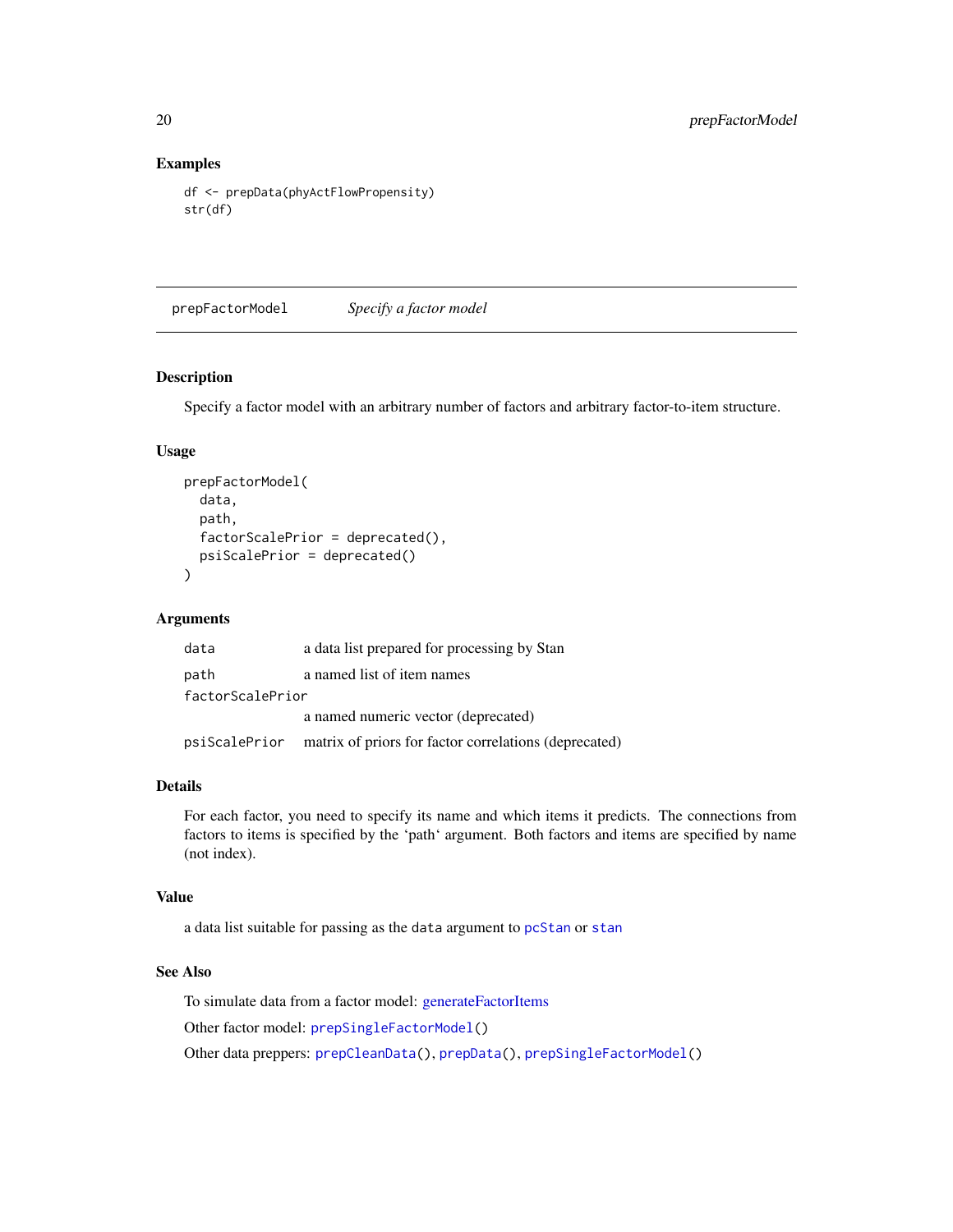### Examples

```
df <- prepData(phyActFlowPropensity)
str(df)
```

---

## prepFactorModel *Specify a factor model*

---

### Description

Specify a factor model with an arbitrary number of factors and arbitrary factor-to-item structure.

### Usage

```
prepFactorModel(
  data,
  path,
  factorScalePrior = deprecated(),
  psiScalePrior = deprecated()
)
```

### Arguments

| | |
|---|---|
| `data` | a data list prepared for processing by Stan |
| `path` | a named list of item names |
| `factorScalePrior` | a named numeric vector (deprecated) |
| `psiScalePrior` | matrix of priors for factor correlations (deprecated) |

### Details

For each factor, you need to specify its name and which items it predicts. The connections from factors to items is specified by the 'path' argument. Both factors and items are specified by name (not index).

### Value

a data list suitable for passing as the `data` argument to `pcStan` or `stan`

### See Also

To simulate data from a factor model: generateFactorItems

Other factor model: `prepSingleFactorModel()`

Other data preppers: `prepCleanData()`, `prepData()`, `prepSingleFactorModel()`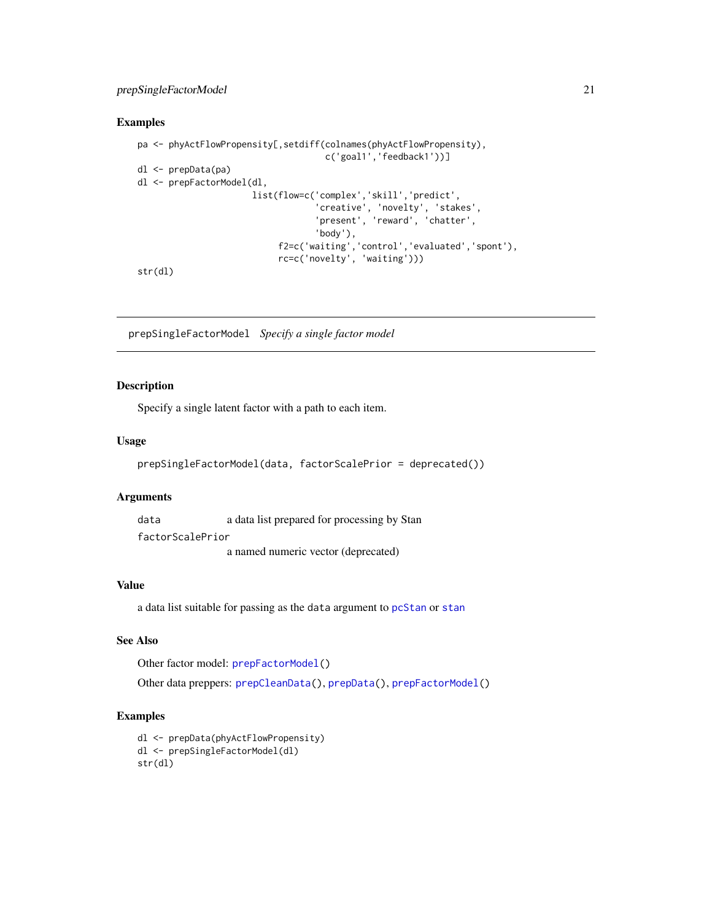## Examples

```
pa <- phyActFlowPropensity[,setdiff(colnames(phyActFlowPropensity),
                                     c('goal1','feedback1'))]
dl <- prepData(pa)
dl <- prepFactorModel(dl,
                      list(flow=c('complex','skill','predict',
                                  'creative', 'novelty', 'stakes',
                                  'present', 'reward', 'chatter',
                                  'body'),
                           f2=c('waiting','control','evaluated','spont'),
                           rc=c('novelty', 'waiting')))
str(dl)
```

---

# prepSingleFactorModel *Specify a single factor model*

---

## Description

Specify a single latent factor with a path to each item.

## Usage

```
prepSingleFactorModel(data, factorScalePrior = deprecated())
```

## Arguments

| | |
|---|---|
| `data` | a data list prepared for processing by Stan |
| `factorScalePrior` | a named numeric vector (deprecated) |

## Value

a data list suitable for passing as the `data` argument to `pcStan` or `stan`

## See Also

Other factor model: `prepFactorModel()`

Other data preppers: `prepCleanData()`, `prepData()`, `prepFactorModel()`

## Examples

```
dl <- prepData(phyActFlowPropensity)
dl <- prepSingleFactorModel(dl)
str(dl)
```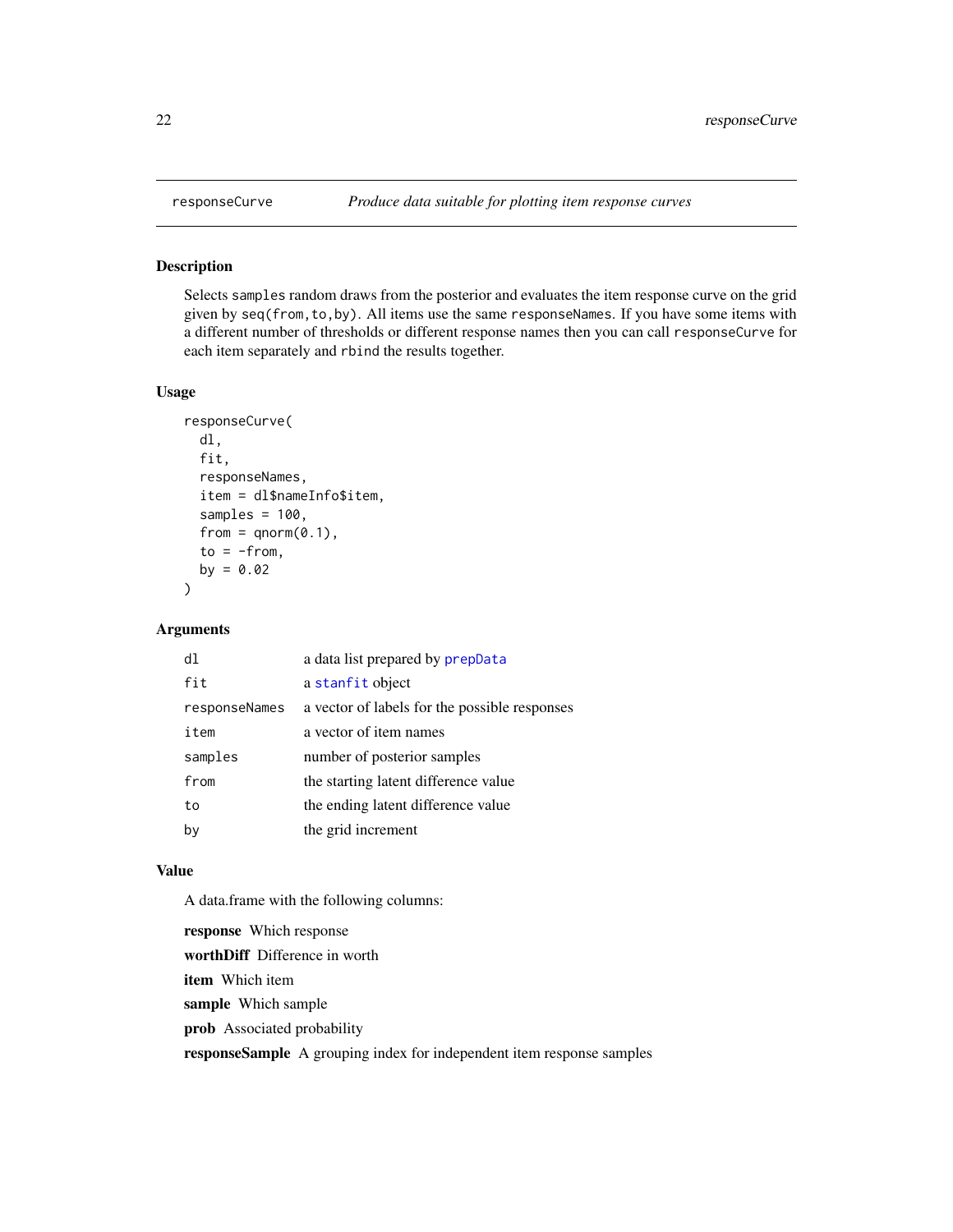# responseCurve — *Produce data suitable for plotting item response curves*

## Description

Selects `samples` random draws from the posterior and evaluates the item response curve on the grid given by `seq(from,to,by)`. All items use the same `responseNames`. If you have some items with a different number of thresholds or different response names then you can call `responseCurve` for each item separately and `rbind` the results together.

## Usage

```
responseCurve(
  dl,
  fit,
  responseNames,
  item = dl$nameInfo$item,
  samples = 100,
  from = qnorm(0.1),
  to = -from,
  by = 0.02
)
```

## Arguments

| | |
|---|---|
| `dl` | a data list prepared by `prepData` |
| `fit` | a `stanfit` object |
| `responseNames` | a vector of labels for the possible responses |
| `item` | a vector of item names |
| `samples` | number of posterior samples |
| `from` | the starting latent difference value |
| `to` | the ending latent difference value |
| `by` | the grid increment |

## Value

A data.frame with the following columns:

**response** Which response

**worthDiff** Difference in worth

**item** Which item

**sample** Which sample

**prob** Associated probability

**responseSample** A grouping index for independent item response samples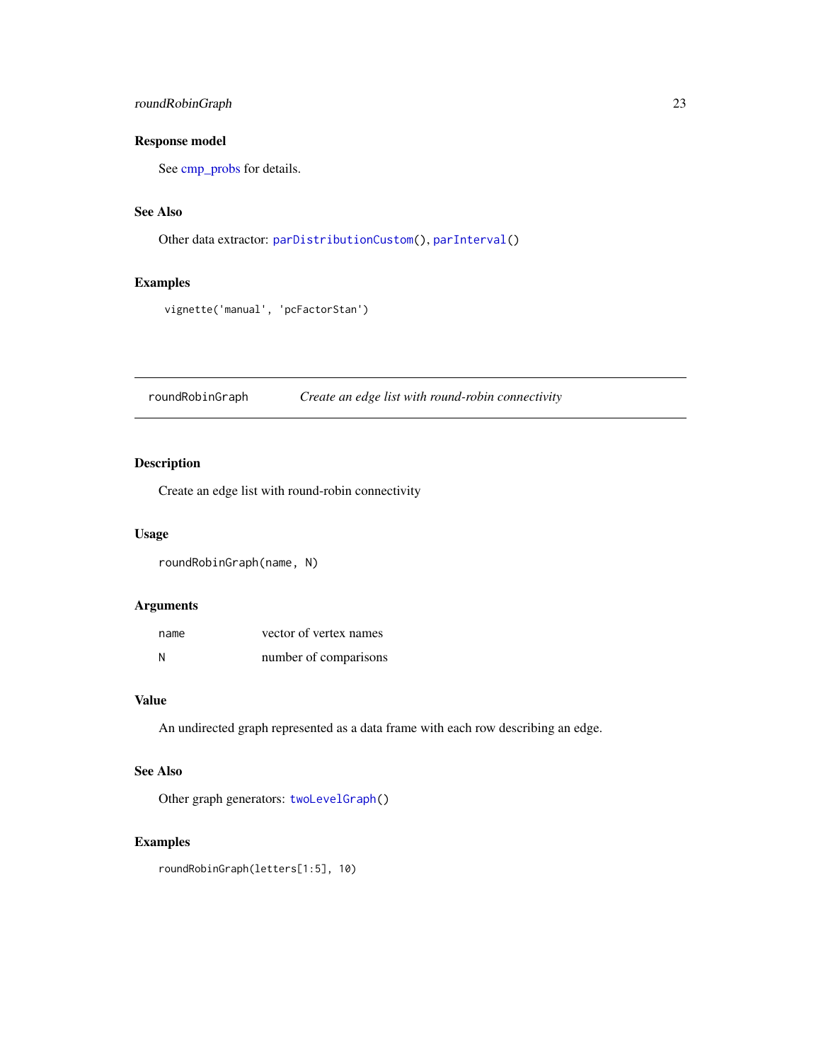### Response model

See cmp_probs for details.

### See Also

Other data extractor: `parDistributionCustom()`, `parInterval()`

### Examples

```
vignette('manual', 'pcFactorStan')
```

---

## roundRobinGraph — *Create an edge list with round-robin connectivity*

---

### Description

Create an edge list with round-robin connectivity

### Usage

```
roundRobinGraph(name, N)
```

### Arguments

| | |
|---|---|
| `name` | vector of vertex names |
| `N` | number of comparisons |

### Value

An undirected graph represented as a data frame with each row describing an edge.

### See Also

Other graph generators: `twoLevelGraph()`

### Examples

```
roundRobinGraph(letters[1:5], 10)
```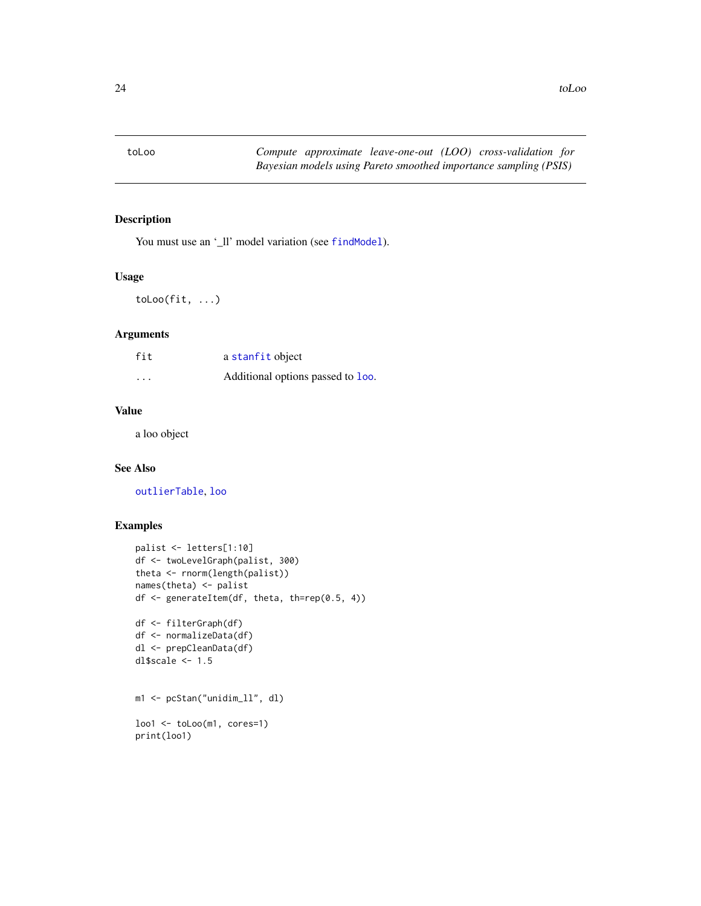## toLoo — *Compute approximate leave-one-out (LOO) cross-validation for Bayesian models using Pareto smoothed importance sampling (PSIS)*

### Description

You must use an '_ll' model variation (see `findModel`).

### Usage

```
toLoo(fit, ...)
```

### Arguments

| | |
|---|---|
| `fit` | a `stanfit` object |
| `...` | Additional options passed to `loo`. |

### Value

a loo object

### See Also

`outlierTable`, `loo`

### Examples

```
palist <- letters[1:10]
df <- twoLevelGraph(palist, 300)
theta <- rnorm(length(palist))
names(theta) <- palist
df <- generateItem(df, theta, th=rep(0.5, 4))

df <- filterGraph(df)
df <- normalizeData(df)
dl <- prepCleanData(df)
dl$scale <- 1.5


m1 <- pcStan("unidim_ll", dl)

loo1 <- toLoo(m1, cores=1)
print(loo1)
```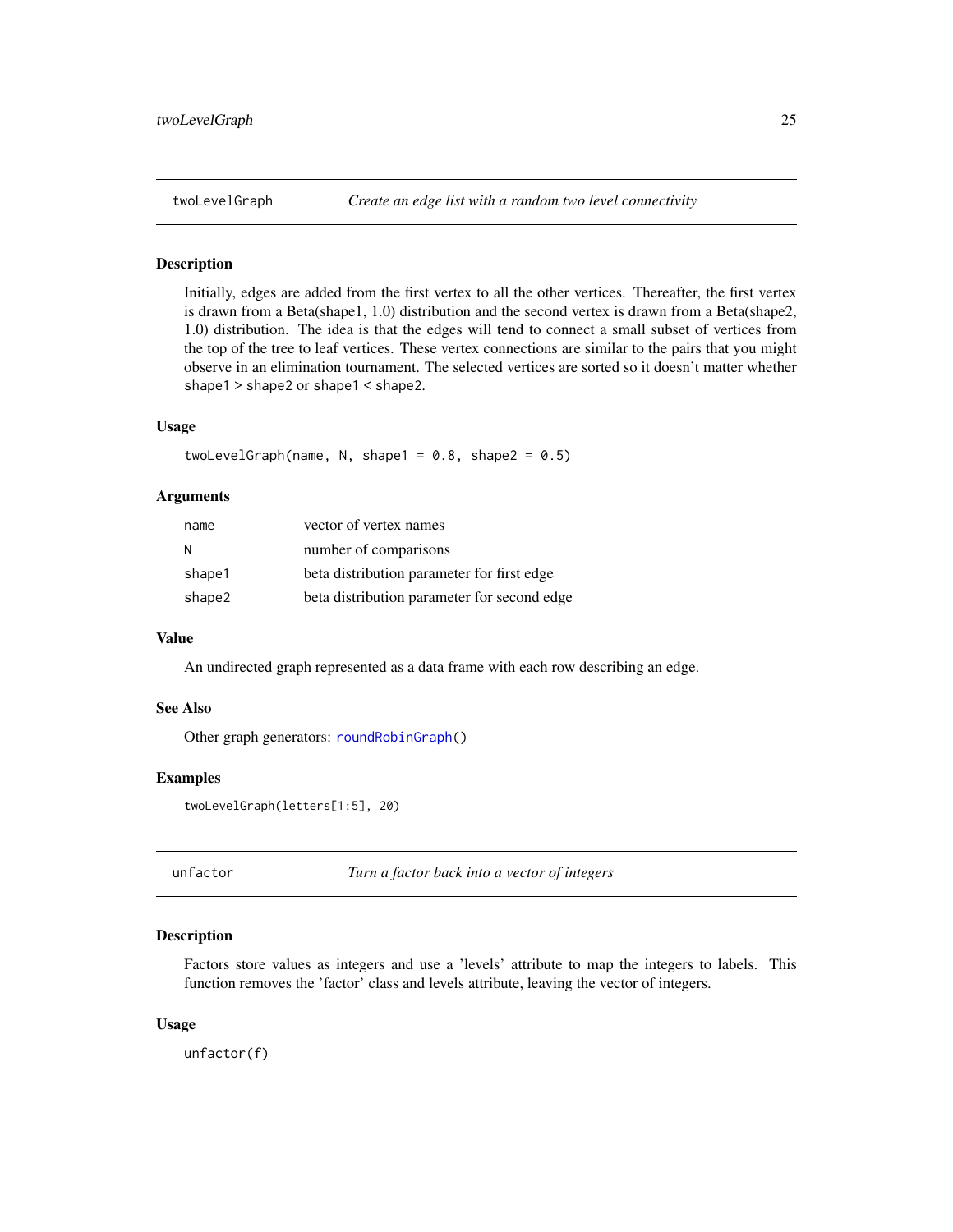## twoLevelGraph — *Create an edge list with a random two level connectivity*

### Description

Initially, edges are added from the first vertex to all the other vertices. Thereafter, the first vertex is drawn from a Beta(shape1, 1.0) distribution and the second vertex is drawn from a Beta(shape2, 1.0) distribution. The idea is that the edges will tend to connect a small subset of vertices from the top of the tree to leaf vertices. These vertex connections are similar to the pairs that you might observe in an elimination tournament. The selected vertices are sorted so it doesn't matter whether `shape1 > shape2` or `shape1 < shape2`.

### Usage

```
twoLevelGraph(name, N, shape1 = 0.8, shape2 = 0.5)
```

### Arguments

| | |
|---|---|
| `name` | vector of vertex names |
| `N` | number of comparisons |
| `shape1` | beta distribution parameter for first edge |
| `shape2` | beta distribution parameter for second edge |

### Value

An undirected graph represented as a data frame with each row describing an edge.

### See Also

Other graph generators: `roundRobinGraph()`

### Examples

```
twoLevelGraph(letters[1:5], 20)
```

## unfactor — *Turn a factor back into a vector of integers*

### Description

Factors store values as integers and use a 'levels' attribute to map the integers to labels. This function removes the 'factor' class and levels attribute, leaving the vector of integers.

### Usage

```
unfactor(f)
```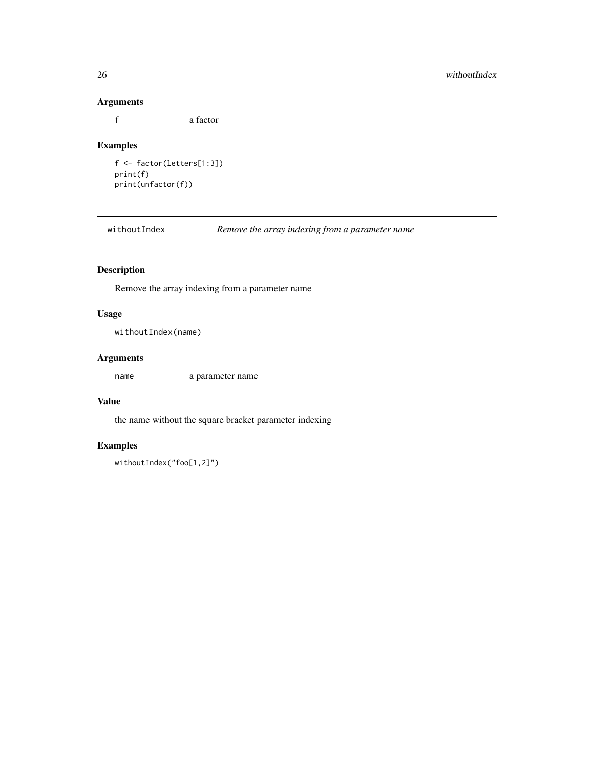### Arguments

| | |
|---|---|
| f | a factor |

### Examples

```
f <- factor(letters[1:3])
print(f)
print(unfactor(f))
```

---

## withoutIndex — *Remove the array indexing from a parameter name*

---

### Description

Remove the array indexing from a parameter name

### Usage

```
withoutIndex(name)
```

### Arguments

| | |
|---|---|
| name | a parameter name |

### Value

the name without the square bracket parameter indexing

### Examples

```
withoutIndex("foo[1,2]")
```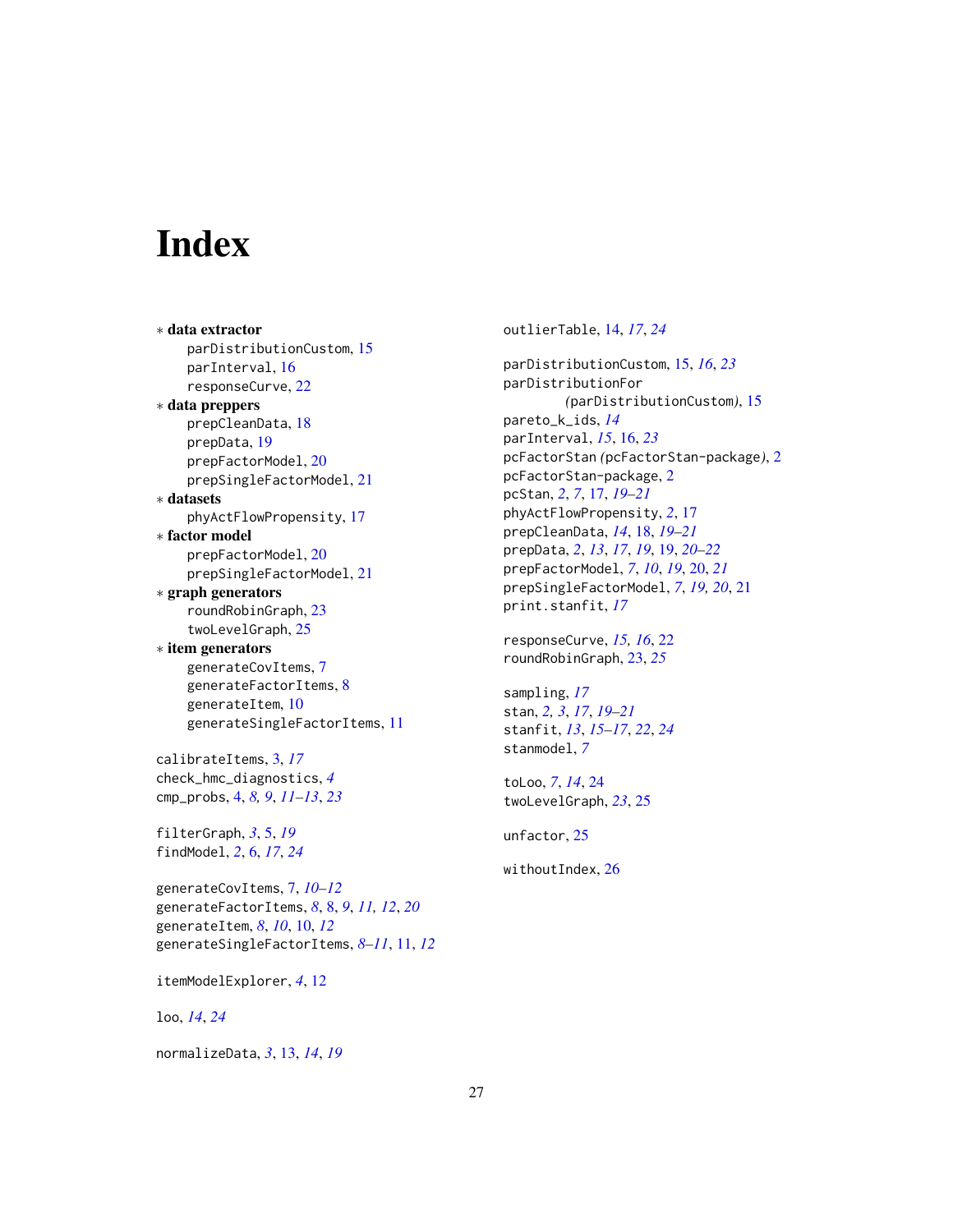# Index

∗ **data extractor**
  parDistributionCustom, 15
  parInterval, 16
  responseCurve, 22
∗ **data preppers**
  prepCleanData, 18
  prepData, 19
  prepFactorModel, 20
  prepSingleFactorModel, 21
∗ **datasets**
  phyActFlowPropensity, 17
∗ **factor model**
  prepFactorModel, 20
  prepSingleFactorModel, 21
∗ **graph generators**
  roundRobinGraph, 23
  twoLevelGraph, 25
∗ **item generators**
  generateCovItems, 7
  generateFactorItems, 8
  generateItem, 10
  generateSingleFactorItems, 11

calibrateItems, 3, *17*
check_hmc_diagnostics, *4*
cmp_probs, 4, *8, 9*, *11–13*, *23*

filterGraph, *3*, 5, *19*
findModel, *2*, 6, *17*, *24*

generateCovItems, 7, *10–12*
generateFactorItems, *8*, 8, *9*, *11, 12*, *20*
generateItem, *8*, *10*, 10, *12*
generateSingleFactorItems, *8–11*, 11, *12*

itemModelExplorer, *4*, 12

loo, *14*, *24*

normalizeData, *3*, 13, *14*, *19*

outlierTable, 14, *17*, *24*

parDistributionCustom, 15, *16*, *23*
parDistributionFor
  *(*parDistributionCustom*)*, 15
pareto_k_ids, *14*
parInterval, *15*, 16, *23*
pcFactorStan *(*pcFactorStan-package*)*, 2
pcFactorStan-package, 2
pcStan, *2*, *7*, 17, *19–21*
phyActFlowPropensity, *2*, 17
prepCleanData, *14*, 18, *19–21*
prepData, *2*, *13*, *17*, *19*, 19, *20–22*
prepFactorModel, *7*, *10*, *19*, 20, *21*
prepSingleFactorModel, *7*, *19, 20*, 21
print.stanfit, *17*

responseCurve, *15, 16*, 22
roundRobinGraph, 23, *25*

sampling, *17*
stan, *2, 3*, *17*, *19–21*
stanfit, *13*, *15–17*, *22*, *24*
stanmodel, *7*

toLoo, *7*, *14*, 24
twoLevelGraph, *23*, 25

unfactor, 25

withoutIndex, 26